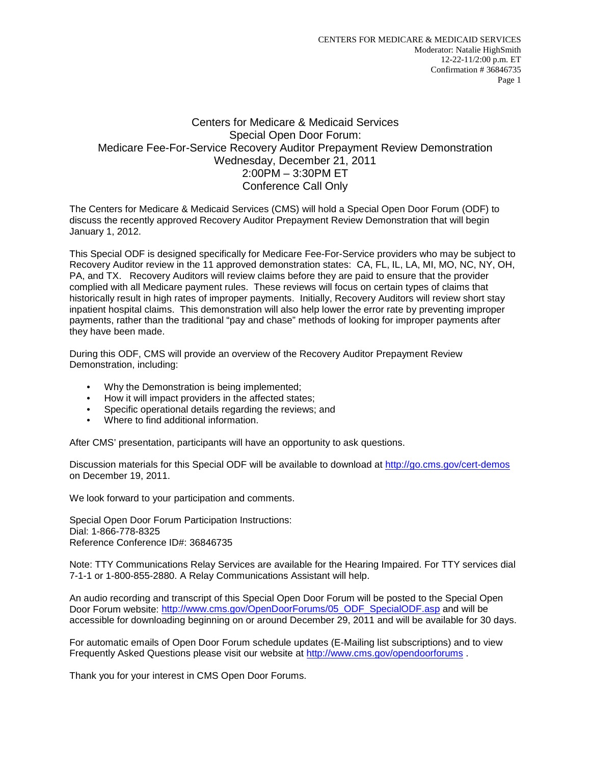# Centers for Medicare & Medicaid Services
## Special Open Door Forum:
## Medicare Fee-For-Service Recovery Auditor Prepayment Review Demonstration
### Wednesday, December 21, 2011
### 2:00PM – 3:30PM ET
### Conference Call Only

The Centers for Medicare & Medicaid Services (CMS) will hold a Special Open Door Forum (ODF) to discuss the recently approved Recovery Auditor Prepayment Review Demonstration that will begin January 1, 2012.

This Special ODF is designed specifically for Medicare Fee-For-Service providers who may be subject to Recovery Auditor review in the 11 approved demonstration states: CA, FL, IL, LA, MI, MO, NC, NY, OH, PA, and TX. Recovery Auditors will review claims before they are paid to ensure that the provider complied with all Medicare payment rules. These reviews will focus on certain types of claims that historically result in high rates of improper payments. Initially, Recovery Auditors will review short stay inpatient hospital claims. This demonstration will also help lower the error rate by preventing improper payments, rather than the traditional "pay and chase" methods of looking for improper payments after they have been made.

During this ODF, CMS will provide an overview of the Recovery Auditor Prepayment Review Demonstration, including:

- Why the Demonstration is being implemented;
- How it will impact providers in the affected states;
- Specific operational details regarding the reviews; and
- Where to find additional information.

After CMS' presentation, participants will have an opportunity to ask questions.

Discussion materials for this Special ODF will be available to download at http://go.cms.gov/cert-demos on December 19, 2011.

We look forward to your participation and comments.

Special Open Door Forum Participation Instructions:
Dial: 1-866-778-8325
Reference Conference ID#: 36846735

Note: TTY Communications Relay Services are available for the Hearing Impaired. For TTY services dial 7-1-1 or 1-800-855-2880. A Relay Communications Assistant will help.

An audio recording and transcript of this Special Open Door Forum will be posted to the Special Open Door Forum website: http://www.cms.gov/OpenDoorForums/05_ODF_SpecialODF.asp and will be accessible for downloading beginning on or around December 29, 2011 and will be available for 30 days.

For automatic emails of Open Door Forum schedule updates (E-Mailing list subscriptions) and to view Frequently Asked Questions please visit our website at http://www.cms.gov/opendoorforums .

Thank you for your interest in CMS Open Door Forums.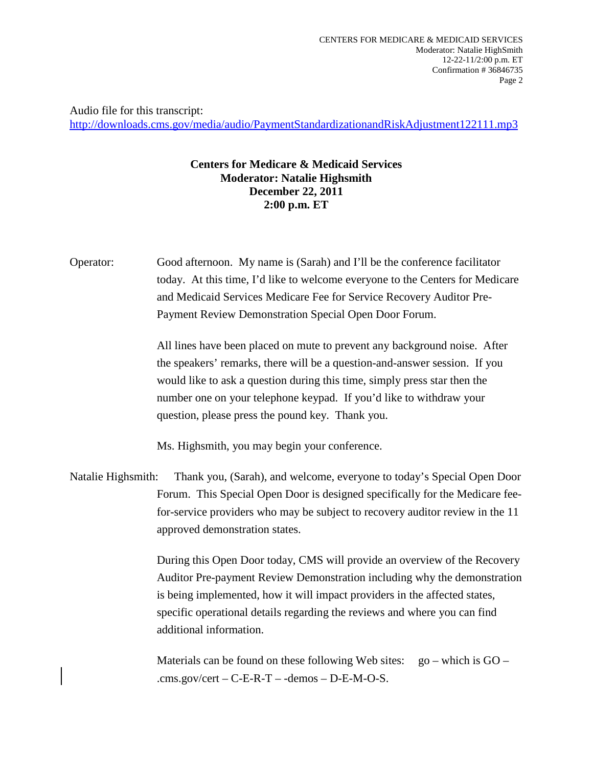Audio file for this transcript:
http://downloads.cms.gov/media/audio/PaymentStandardizationandRiskAdjustment122111.mp3

**Centers for Medicare & Medicaid Services**
**Moderator: Natalie Highsmith**
**December 22, 2011**
**2:00 p.m. ET**

Operator: Good afternoon. My name is (Sarah) and I'll be the conference facilitator today. At this time, I'd like to welcome everyone to the Centers for Medicare and Medicaid Services Medicare Fee for Service Recovery Auditor Pre-Payment Review Demonstration Special Open Door Forum.

All lines have been placed on mute to prevent any background noise. After the speakers' remarks, there will be a question-and-answer session. If you would like to ask a question during this time, simply press star then the number one on your telephone keypad. If you'd like to withdraw your question, please press the pound key. Thank you.

Ms. Highsmith, you may begin your conference.

Natalie Highsmith: Thank you, (Sarah), and welcome, everyone to today's Special Open Door Forum. This Special Open Door is designed specifically for the Medicare fee-for-service providers who may be subject to recovery auditor review in the 11 approved demonstration states.

During this Open Door today, CMS will provide an overview of the Recovery Auditor Pre-payment Review Demonstration including why the demonstration is being implemented, how it will impact providers in the affected states, specific operational details regarding the reviews and where you can find additional information.

Materials can be found on these following Web sites: go – which is GO – .cms.gov/cert – C-E-R-T – -demos – D-E-M-O-S.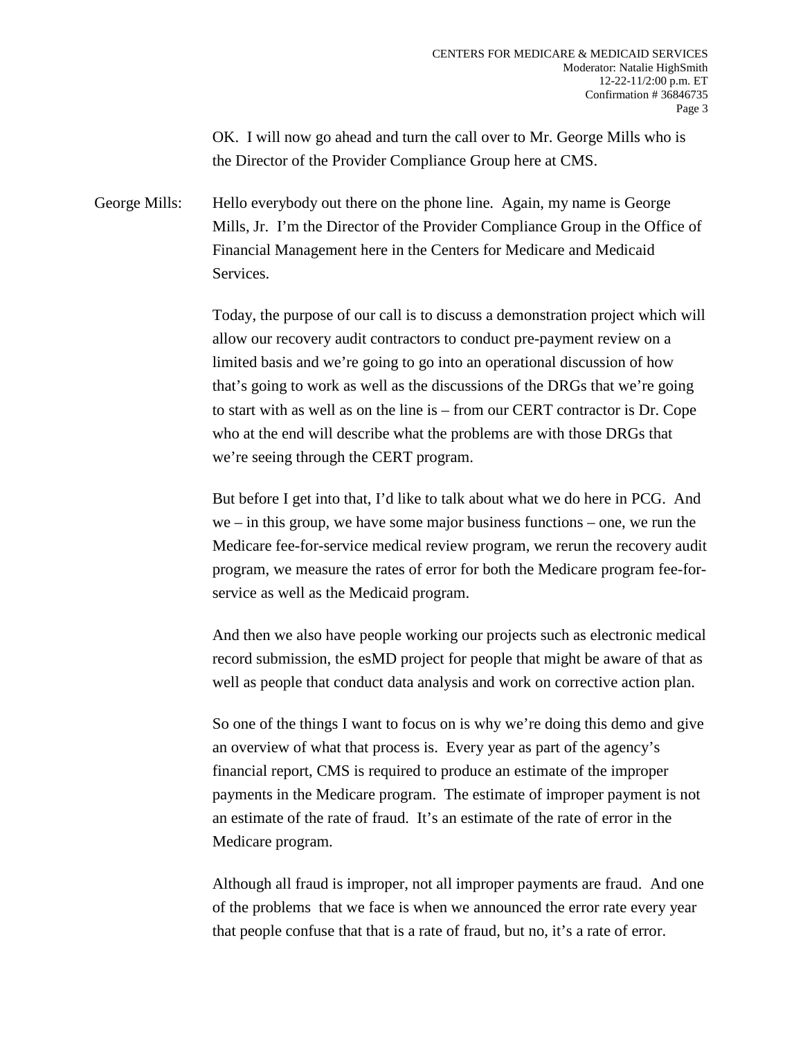OK. I will now go ahead and turn the call over to Mr. George Mills who is the Director of the Provider Compliance Group here at CMS.

George Mills: Hello everybody out there on the phone line. Again, my name is George Mills, Jr. I'm the Director of the Provider Compliance Group in the Office of Financial Management here in the Centers for Medicare and Medicaid Services.

Today, the purpose of our call is to discuss a demonstration project which will allow our recovery audit contractors to conduct pre-payment review on a limited basis and we're going to go into an operational discussion of how that's going to work as well as the discussions of the DRGs that we're going to start with as well as on the line is – from our CERT contractor is Dr. Cope who at the end will describe what the problems are with those DRGs that we're seeing through the CERT program.

But before I get into that, I'd like to talk about what we do here in PCG. And we – in this group, we have some major business functions – one, we run the Medicare fee-for-service medical review program, we rerun the recovery audit program, we measure the rates of error for both the Medicare program fee-for-service as well as the Medicaid program.

And then we also have people working our projects such as electronic medical record submission, the esMD project for people that might be aware of that as well as people that conduct data analysis and work on corrective action plan.

So one of the things I want to focus on is why we're doing this demo and give an overview of what that process is. Every year as part of the agency's financial report, CMS is required to produce an estimate of the improper payments in the Medicare program. The estimate of improper payment is not an estimate of the rate of fraud. It's an estimate of the rate of error in the Medicare program.

Although all fraud is improper, not all improper payments are fraud. And one of the problems that we face is when we announced the error rate every year that people confuse that that is a rate of fraud, but no, it's a rate of error.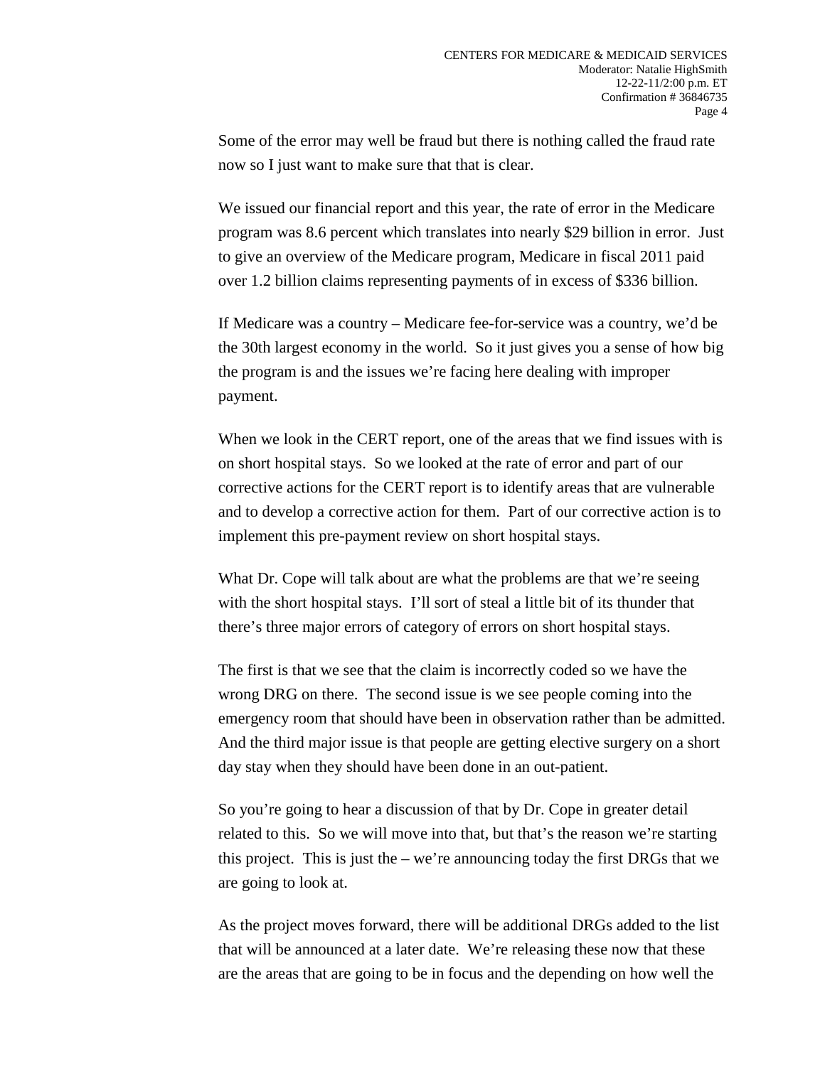Some of the error may well be fraud but there is nothing called the fraud rate now so I just want to make sure that that is clear.

We issued our financial report and this year, the rate of error in the Medicare program was 8.6 percent which translates into nearly $29 billion in error. Just to give an overview of the Medicare program, Medicare in fiscal 2011 paid over 1.2 billion claims representing payments of in excess of $336 billion.

If Medicare was a country – Medicare fee-for-service was a country, we'd be the 30th largest economy in the world. So it just gives you a sense of how big the program is and the issues we're facing here dealing with improper payment.

When we look in the CERT report, one of the areas that we find issues with is on short hospital stays. So we looked at the rate of error and part of our corrective actions for the CERT report is to identify areas that are vulnerable and to develop a corrective action for them. Part of our corrective action is to implement this pre-payment review on short hospital stays.

What Dr. Cope will talk about are what the problems are that we're seeing with the short hospital stays. I'll sort of steal a little bit of its thunder that there's three major errors of category of errors on short hospital stays.

The first is that we see that the claim is incorrectly coded so we have the wrong DRG on there. The second issue is we see people coming into the emergency room that should have been in observation rather than be admitted. And the third major issue is that people are getting elective surgery on a short day stay when they should have been done in an out-patient.

So you're going to hear a discussion of that by Dr. Cope in greater detail related to this. So we will move into that, but that's the reason we're starting this project. This is just the – we're announcing today the first DRGs that we are going to look at.

As the project moves forward, there will be additional DRGs added to the list that will be announced at a later date. We're releasing these now that these are the areas that are going to be in focus and the depending on how well the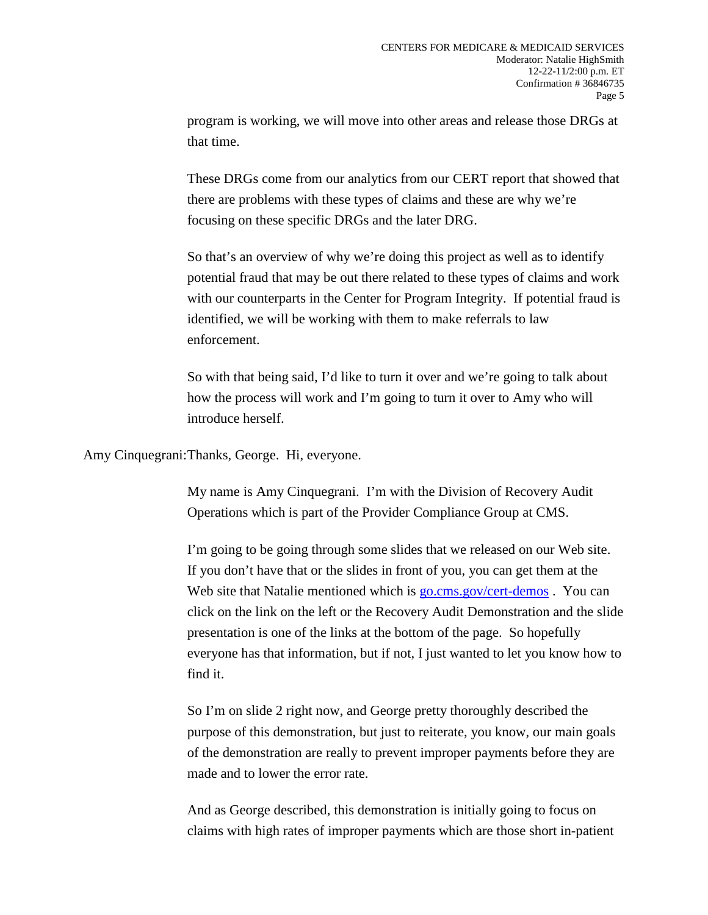program is working, we will move into other areas and release those DRGs at that time.

These DRGs come from our analytics from our CERT report that showed that there are problems with these types of claims and these are why we're focusing on these specific DRGs and the later DRG.

So that's an overview of why we're doing this project as well as to identify potential fraud that may be out there related to these types of claims and work with our counterparts in the Center for Program Integrity. If potential fraud is identified, we will be working with them to make referrals to law enforcement.

So with that being said, I'd like to turn it over and we're going to talk about how the process will work and I'm going to turn it over to Amy who will introduce herself.

Amy Cinquegrani: Thanks, George. Hi, everyone.

My name is Amy Cinquegrani. I'm with the Division of Recovery Audit Operations which is part of the Provider Compliance Group at CMS.

I'm going to be going through some slides that we released on our Web site. If you don't have that or the slides in front of you, you can get them at the Web site that Natalie mentioned which is [go.cms.gov/cert-demos](go.cms.gov/cert-demos) . You can click on the link on the left or the Recovery Audit Demonstration and the slide presentation is one of the links at the bottom of the page. So hopefully everyone has that information, but if not, I just wanted to let you know how to find it.

So I'm on slide 2 right now, and George pretty thoroughly described the purpose of this demonstration, but just to reiterate, you know, our main goals of the demonstration are really to prevent improper payments before they are made and to lower the error rate.

And as George described, this demonstration is initially going to focus on claims with high rates of improper payments which are those short in-patient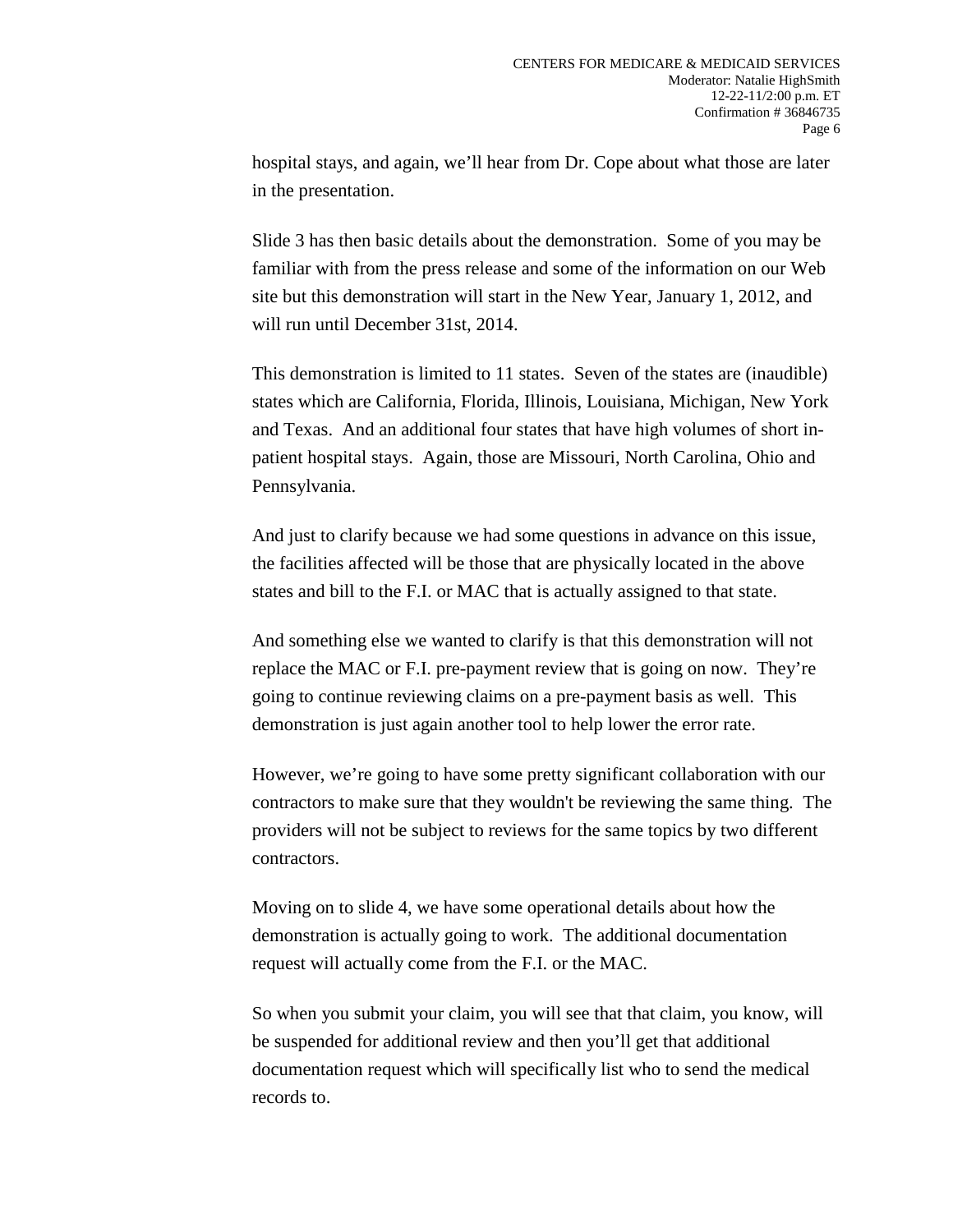hospital stays, and again, we'll hear from Dr. Cope about what those are later in the presentation.

Slide 3 has then basic details about the demonstration. Some of you may be familiar with from the press release and some of the information on our Web site but this demonstration will start in the New Year, January 1, 2012, and will run until December 31st, 2014.

This demonstration is limited to 11 states. Seven of the states are (inaudible) states which are California, Florida, Illinois, Louisiana, Michigan, New York and Texas. And an additional four states that have high volumes of short in-patient hospital stays. Again, those are Missouri, North Carolina, Ohio and Pennsylvania.

And just to clarify because we had some questions in advance on this issue, the facilities affected will be those that are physically located in the above states and bill to the F.I. or MAC that is actually assigned to that state.

And something else we wanted to clarify is that this demonstration will not replace the MAC or F.I. pre-payment review that is going on now. They're going to continue reviewing claims on a pre-payment basis as well. This demonstration is just again another tool to help lower the error rate.

However, we're going to have some pretty significant collaboration with our contractors to make sure that they wouldn't be reviewing the same thing. The providers will not be subject to reviews for the same topics by two different contractors.

Moving on to slide 4, we have some operational details about how the demonstration is actually going to work. The additional documentation request will actually come from the F.I. or the MAC.

So when you submit your claim, you will see that that claim, you know, will be suspended for additional review and then you'll get that additional documentation request which will specifically list who to send the medical records to.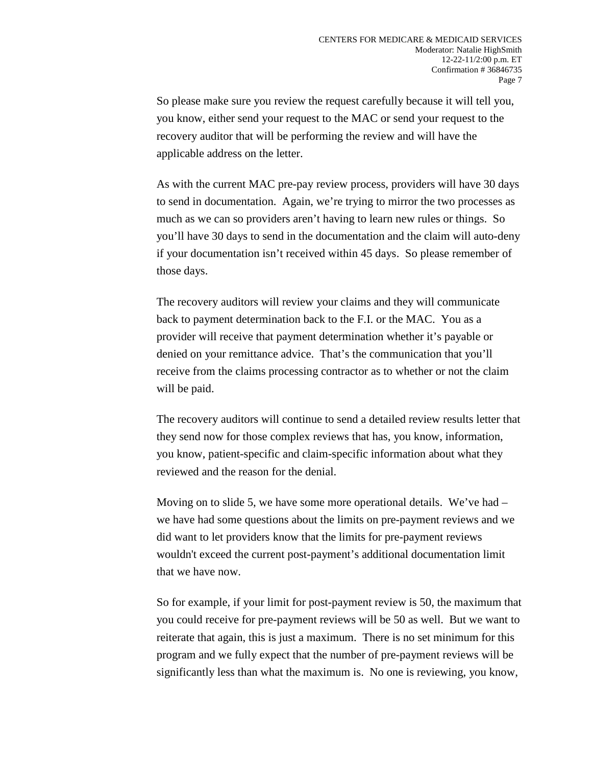So please make sure you review the request carefully because it will tell you, you know, either send your request to the MAC or send your request to the recovery auditor that will be performing the review and will have the applicable address on the letter.

As with the current MAC pre-pay review process, providers will have 30 days to send in documentation. Again, we're trying to mirror the two processes as much as we can so providers aren't having to learn new rules or things. So you'll have 30 days to send in the documentation and the claim will auto-deny if your documentation isn't received within 45 days. So please remember of those days.

The recovery auditors will review your claims and they will communicate back to payment determination back to the F.I. or the MAC. You as a provider will receive that payment determination whether it's payable or denied on your remittance advice. That's the communication that you'll receive from the claims processing contractor as to whether or not the claim will be paid.

The recovery auditors will continue to send a detailed review results letter that they send now for those complex reviews that has, you know, information, you know, patient-specific and claim-specific information about what they reviewed and the reason for the denial.

Moving on to slide 5, we have some more operational details. We've had – we have had some questions about the limits on pre-payment reviews and we did want to let providers know that the limits for pre-payment reviews wouldn't exceed the current post-payment's additional documentation limit that we have now.

So for example, if your limit for post-payment review is 50, the maximum that you could receive for pre-payment reviews will be 50 as well. But we want to reiterate that again, this is just a maximum. There is no set minimum for this program and we fully expect that the number of pre-payment reviews will be significantly less than what the maximum is. No one is reviewing, you know,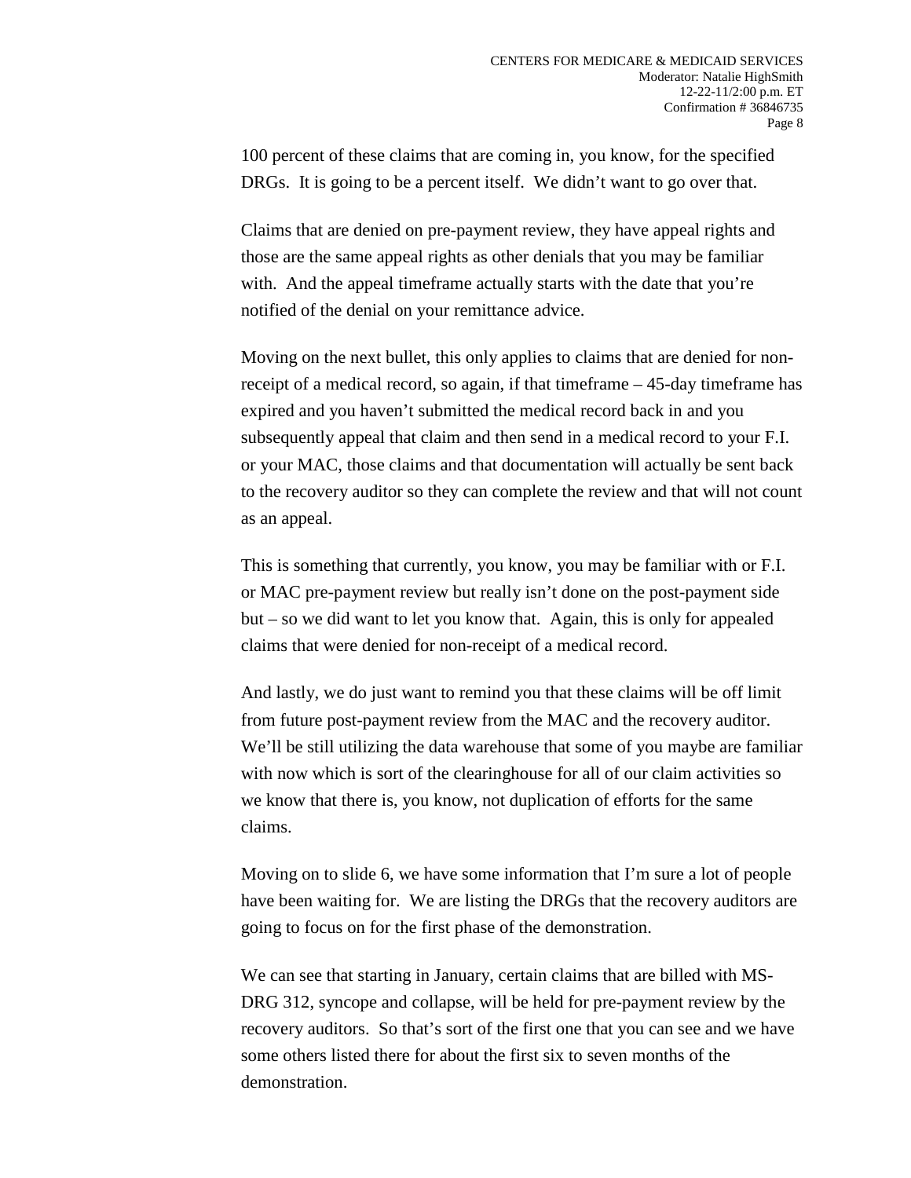100 percent of these claims that are coming in, you know, for the specified DRGs. It is going to be a percent itself. We didn't want to go over that.

Claims that are denied on pre-payment review, they have appeal rights and those are the same appeal rights as other denials that you may be familiar with. And the appeal timeframe actually starts with the date that you're notified of the denial on your remittance advice.

Moving on the next bullet, this only applies to claims that are denied for non-receipt of a medical record, so again, if that timeframe – 45-day timeframe has expired and you haven't submitted the medical record back in and you subsequently appeal that claim and then send in a medical record to your F.I. or your MAC, those claims and that documentation will actually be sent back to the recovery auditor so they can complete the review and that will not count as an appeal.

This is something that currently, you know, you may be familiar with or F.I. or MAC pre-payment review but really isn't done on the post-payment side but – so we did want to let you know that. Again, this is only for appealed claims that were denied for non-receipt of a medical record.

And lastly, we do just want to remind you that these claims will be off limit from future post-payment review from the MAC and the recovery auditor. We'll be still utilizing the data warehouse that some of you maybe are familiar with now which is sort of the clearinghouse for all of our claim activities so we know that there is, you know, not duplication of efforts for the same claims.

Moving on to slide 6, we have some information that I'm sure a lot of people have been waiting for. We are listing the DRGs that the recovery auditors are going to focus on for the first phase of the demonstration.

We can see that starting in January, certain claims that are billed with MS-DRG 312, syncope and collapse, will be held for pre-payment review by the recovery auditors. So that's sort of the first one that you can see and we have some others listed there for about the first six to seven months of the demonstration.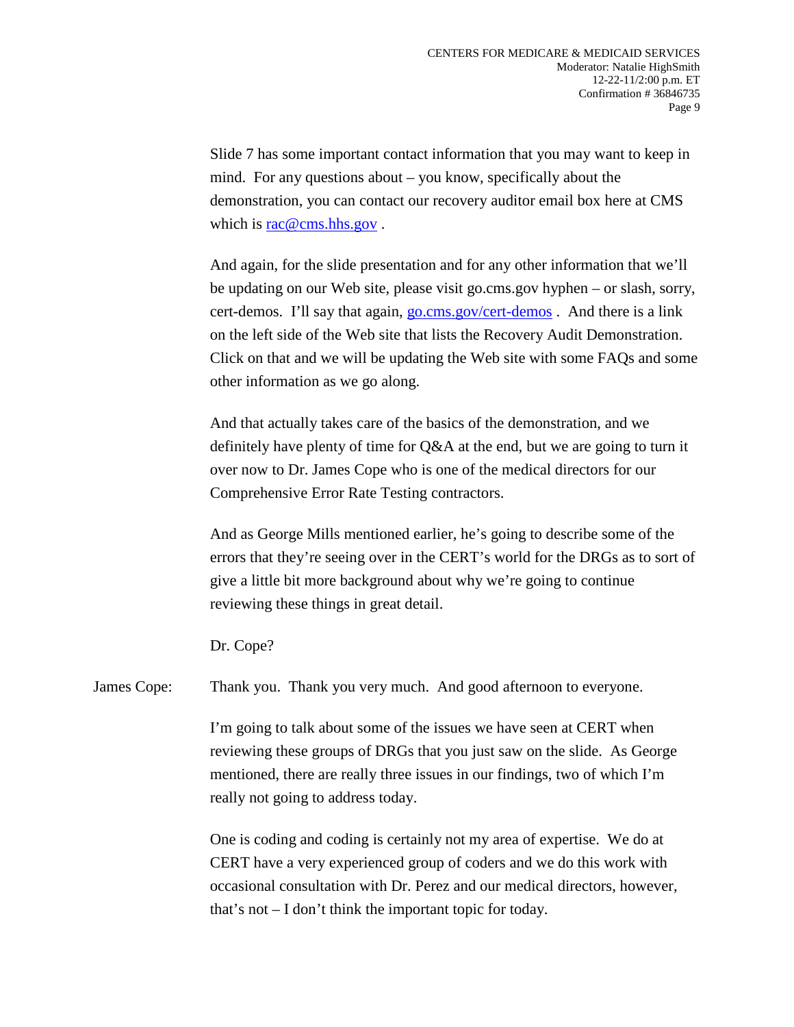Slide 7 has some important contact information that you may want to keep in mind. For any questions about – you know, specifically about the demonstration, you can contact our recovery auditor email box here at CMS which is rac@cms.hhs.gov .

And again, for the slide presentation and for any other information that we'll be updating on our Web site, please visit go.cms.gov hyphen – or slash, sorry, cert-demos. I'll say that again, go.cms.gov/cert-demos . And there is a link on the left side of the Web site that lists the Recovery Audit Demonstration. Click on that and we will be updating the Web site with some FAQs and some other information as we go along.

And that actually takes care of the basics of the demonstration, and we definitely have plenty of time for Q&A at the end, but we are going to turn it over now to Dr. James Cope who is one of the medical directors for our Comprehensive Error Rate Testing contractors.

And as George Mills mentioned earlier, he's going to describe some of the errors that they're seeing over in the CERT's world for the DRGs as to sort of give a little bit more background about why we're going to continue reviewing these things in great detail.

Dr. Cope?

James Cope: Thank you. Thank you very much. And good afternoon to everyone.

I'm going to talk about some of the issues we have seen at CERT when reviewing these groups of DRGs that you just saw on the slide. As George mentioned, there are really three issues in our findings, two of which I'm really not going to address today.

One is coding and coding is certainly not my area of expertise. We do at CERT have a very experienced group of coders and we do this work with occasional consultation with Dr. Perez and our medical directors, however, that's not – I don't think the important topic for today.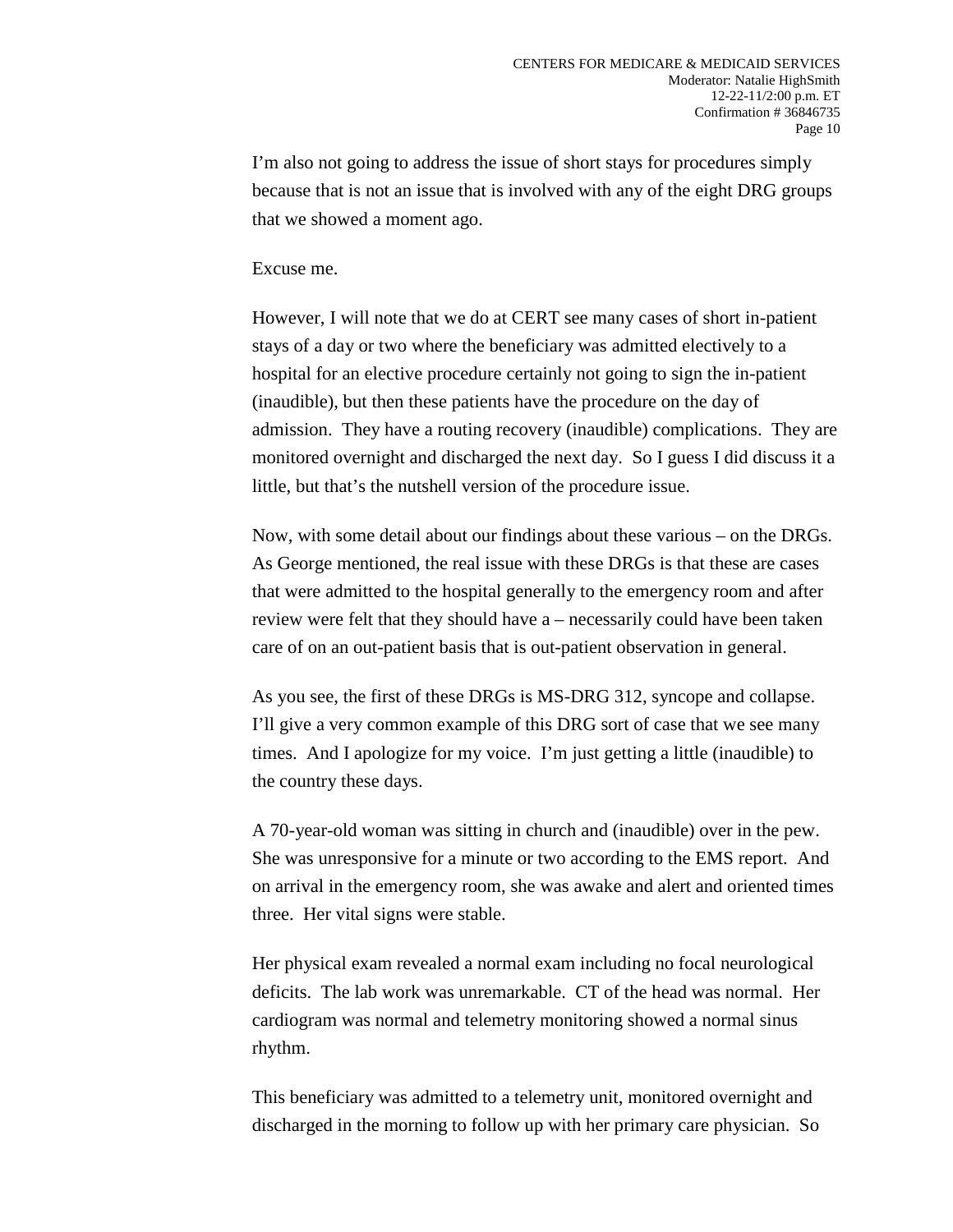I'm also not going to address the issue of short stays for procedures simply because that is not an issue that is involved with any of the eight DRG groups that we showed a moment ago.

Excuse me.

However, I will note that we do at CERT see many cases of short in-patient stays of a day or two where the beneficiary was admitted electively to a hospital for an elective procedure certainly not going to sign the in-patient (inaudible), but then these patients have the procedure on the day of admission. They have a routing recovery (inaudible) complications. They are monitored overnight and discharged the next day. So I guess I did discuss it a little, but that's the nutshell version of the procedure issue.

Now, with some detail about our findings about these various – on the DRGs. As George mentioned, the real issue with these DRGs is that these are cases that were admitted to the hospital generally to the emergency room and after review were felt that they should have a – necessarily could have been taken care of on an out-patient basis that is out-patient observation in general.

As you see, the first of these DRGs is MS-DRG 312, syncope and collapse. I'll give a very common example of this DRG sort of case that we see many times. And I apologize for my voice. I'm just getting a little (inaudible) to the country these days.

A 70-year-old woman was sitting in church and (inaudible) over in the pew. She was unresponsive for a minute or two according to the EMS report. And on arrival in the emergency room, she was awake and alert and oriented times three. Her vital signs were stable.

Her physical exam revealed a normal exam including no focal neurological deficits. The lab work was unremarkable. CT of the head was normal. Her cardiogram was normal and telemetry monitoring showed a normal sinus rhythm.

This beneficiary was admitted to a telemetry unit, monitored overnight and discharged in the morning to follow up with her primary care physician. So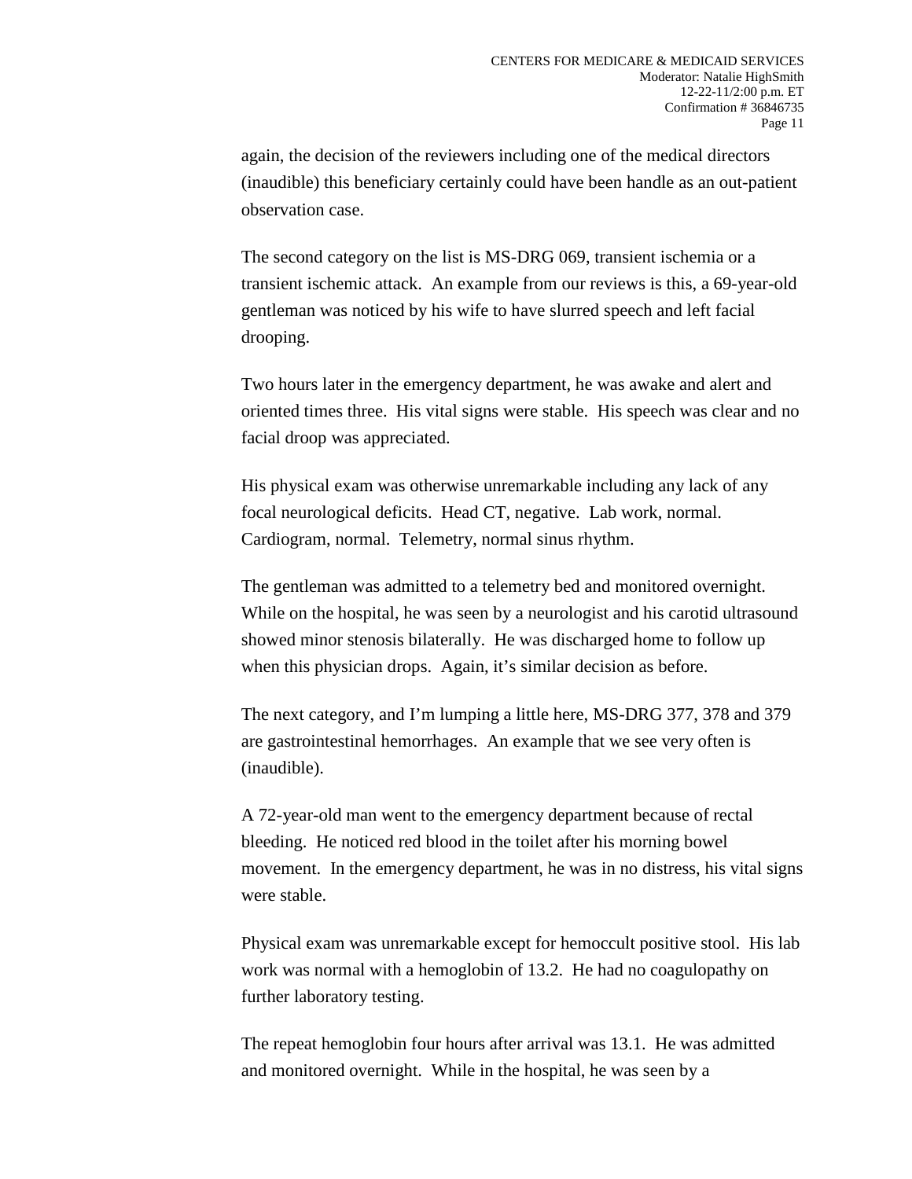again, the decision of the reviewers including one of the medical directors (inaudible) this beneficiary certainly could have been handle as an out-patient observation case.

The second category on the list is MS-DRG 069, transient ischemia or a transient ischemic attack. An example from our reviews is this, a 69-year-old gentleman was noticed by his wife to have slurred speech and left facial drooping.

Two hours later in the emergency department, he was awake and alert and oriented times three. His vital signs were stable. His speech was clear and no facial droop was appreciated.

His physical exam was otherwise unremarkable including any lack of any focal neurological deficits. Head CT, negative. Lab work, normal. Cardiogram, normal. Telemetry, normal sinus rhythm.

The gentleman was admitted to a telemetry bed and monitored overnight. While on the hospital, he was seen by a neurologist and his carotid ultrasound showed minor stenosis bilaterally. He was discharged home to follow up when this physician drops. Again, it's similar decision as before.

The next category, and I'm lumping a little here, MS-DRG 377, 378 and 379 are gastrointestinal hemorrhages. An example that we see very often is (inaudible).

A 72-year-old man went to the emergency department because of rectal bleeding. He noticed red blood in the toilet after his morning bowel movement. In the emergency department, he was in no distress, his vital signs were stable.

Physical exam was unremarkable except for hemoccult positive stool. His lab work was normal with a hemoglobin of 13.2. He had no coagulopathy on further laboratory testing.

The repeat hemoglobin four hours after arrival was 13.1. He was admitted and monitored overnight. While in the hospital, he was seen by a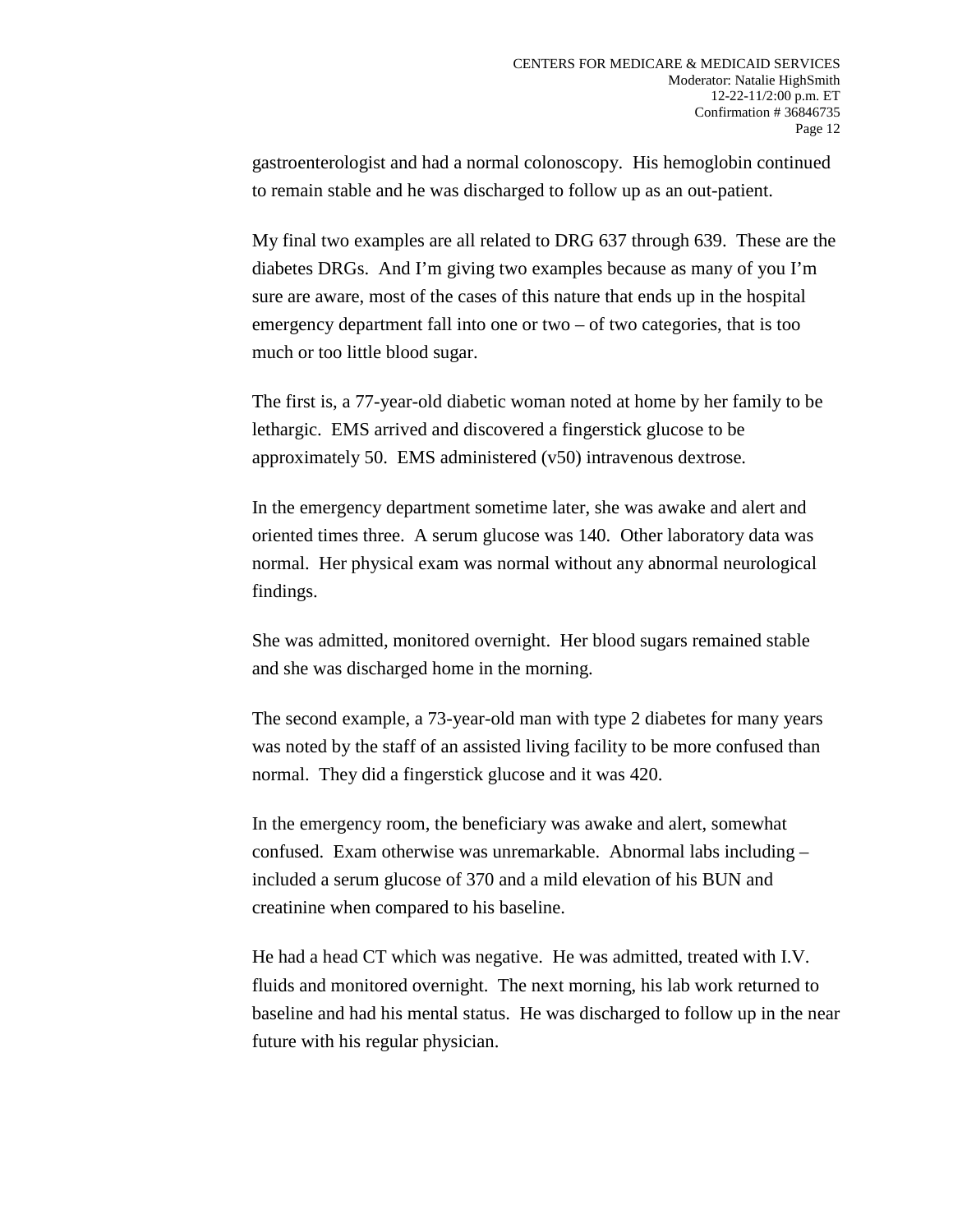gastroenterologist and had a normal colonoscopy. His hemoglobin continued to remain stable and he was discharged to follow up as an out-patient.

My final two examples are all related to DRG 637 through 639. These are the diabetes DRGs. And I'm giving two examples because as many of you I'm sure are aware, most of the cases of this nature that ends up in the hospital emergency department fall into one or two – of two categories, that is too much or too little blood sugar.

The first is, a 77-year-old diabetic woman noted at home by her family to be lethargic. EMS arrived and discovered a fingerstick glucose to be approximately 50. EMS administered (v50) intravenous dextrose.

In the emergency department sometime later, she was awake and alert and oriented times three. A serum glucose was 140. Other laboratory data was normal. Her physical exam was normal without any abnormal neurological findings.

She was admitted, monitored overnight. Her blood sugars remained stable and she was discharged home in the morning.

The second example, a 73-year-old man with type 2 diabetes for many years was noted by the staff of an assisted living facility to be more confused than normal. They did a fingerstick glucose and it was 420.

In the emergency room, the beneficiary was awake and alert, somewhat confused. Exam otherwise was unremarkable. Abnormal labs including – included a serum glucose of 370 and a mild elevation of his BUN and creatinine when compared to his baseline.

He had a head CT which was negative. He was admitted, treated with I.V. fluids and monitored overnight. The next morning, his lab work returned to baseline and had his mental status. He was discharged to follow up in the near future with his regular physician.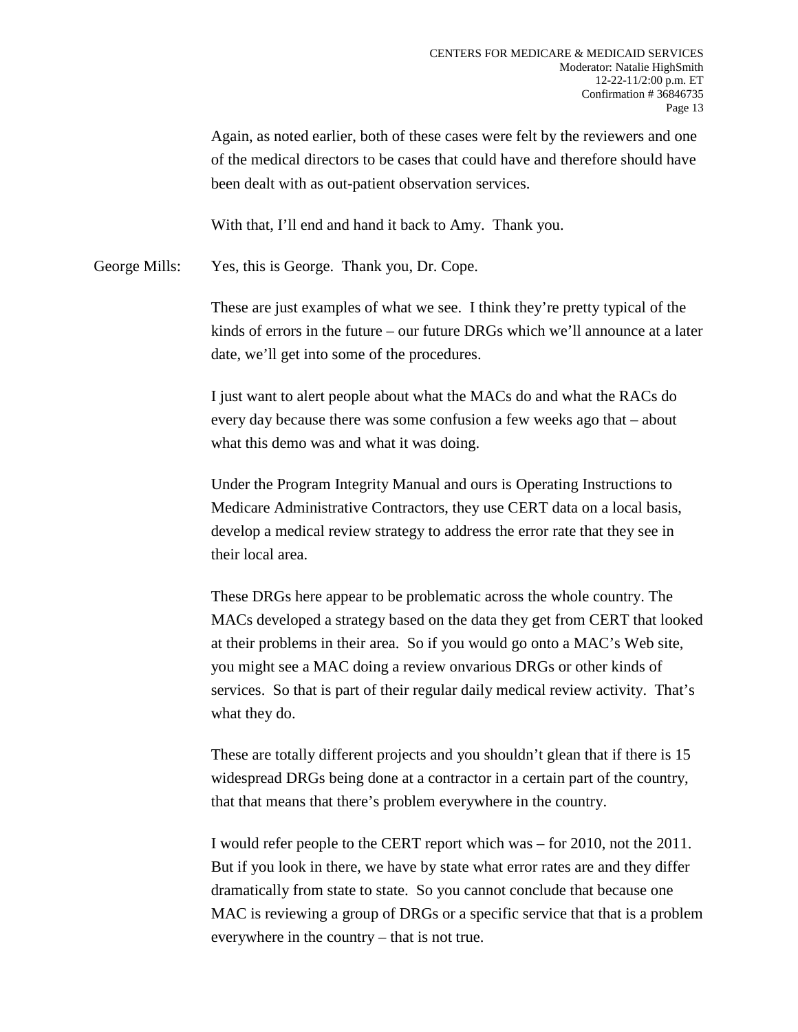Again, as noted earlier, both of these cases were felt by the reviewers and one of the medical directors to be cases that could have and therefore should have been dealt with as out-patient observation services.

With that, I'll end and hand it back to Amy. Thank you.

George Mills: Yes, this is George. Thank you, Dr. Cope.

These are just examples of what we see. I think they're pretty typical of the kinds of errors in the future – our future DRGs which we'll announce at a later date, we'll get into some of the procedures.

I just want to alert people about what the MACs do and what the RACs do every day because there was some confusion a few weeks ago that – about what this demo was and what it was doing.

Under the Program Integrity Manual and ours is Operating Instructions to Medicare Administrative Contractors, they use CERT data on a local basis, develop a medical review strategy to address the error rate that they see in their local area.

These DRGs here appear to be problematic across the whole country. The MACs developed a strategy based on the data they get from CERT that looked at their problems in their area. So if you would go onto a MAC's Web site, you might see a MAC doing a review onvarious DRGs or other kinds of services. So that is part of their regular daily medical review activity. That's what they do.

These are totally different projects and you shouldn't glean that if there is 15 widespread DRGs being done at a contractor in a certain part of the country, that that means that there's problem everywhere in the country.

I would refer people to the CERT report which was – for 2010, not the 2011. But if you look in there, we have by state what error rates are and they differ dramatically from state to state. So you cannot conclude that because one MAC is reviewing a group of DRGs or a specific service that that is a problem everywhere in the country – that is not true.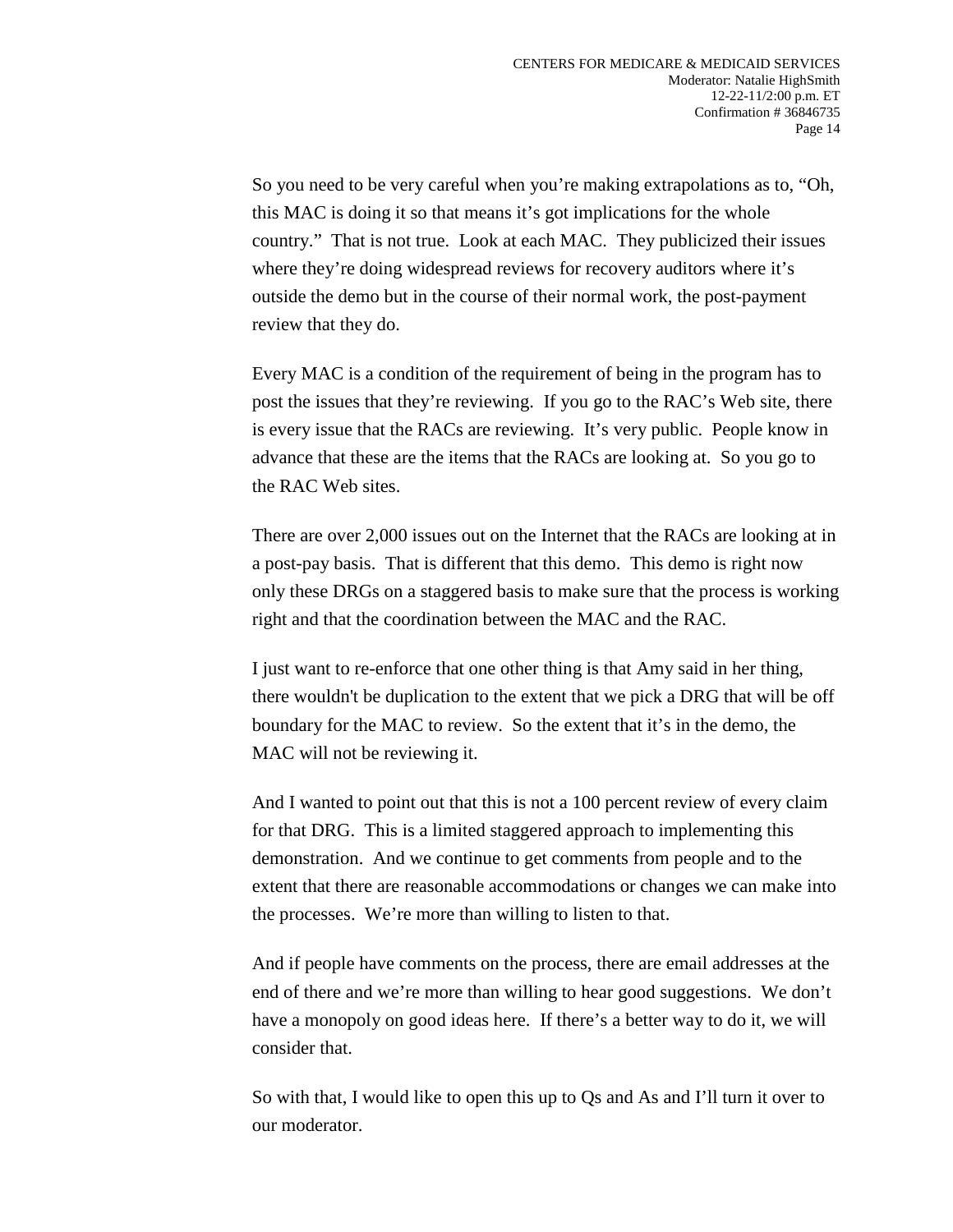So you need to be very careful when you're making extrapolations as to, "Oh, this MAC is doing it so that means it's got implications for the whole country." That is not true. Look at each MAC. They publicized their issues where they're doing widespread reviews for recovery auditors where it's outside the demo but in the course of their normal work, the post-payment review that they do.

Every MAC is a condition of the requirement of being in the program has to post the issues that they're reviewing. If you go to the RAC's Web site, there is every issue that the RACs are reviewing. It's very public. People know in advance that these are the items that the RACs are looking at. So you go to the RAC Web sites.

There are over 2,000 issues out on the Internet that the RACs are looking at in a post-pay basis. That is different that this demo. This demo is right now only these DRGs on a staggered basis to make sure that the process is working right and that the coordination between the MAC and the RAC.

I just want to re-enforce that one other thing is that Amy said in her thing, there wouldn't be duplication to the extent that we pick a DRG that will be off boundary for the MAC to review. So the extent that it's in the demo, the MAC will not be reviewing it.

And I wanted to point out that this is not a 100 percent review of every claim for that DRG. This is a limited staggered approach to implementing this demonstration. And we continue to get comments from people and to the extent that there are reasonable accommodations or changes we can make into the processes. We're more than willing to listen to that.

And if people have comments on the process, there are email addresses at the end of there and we're more than willing to hear good suggestions. We don't have a monopoly on good ideas here. If there's a better way to do it, we will consider that.

So with that, I would like to open this up to Qs and As and I'll turn it over to our moderator.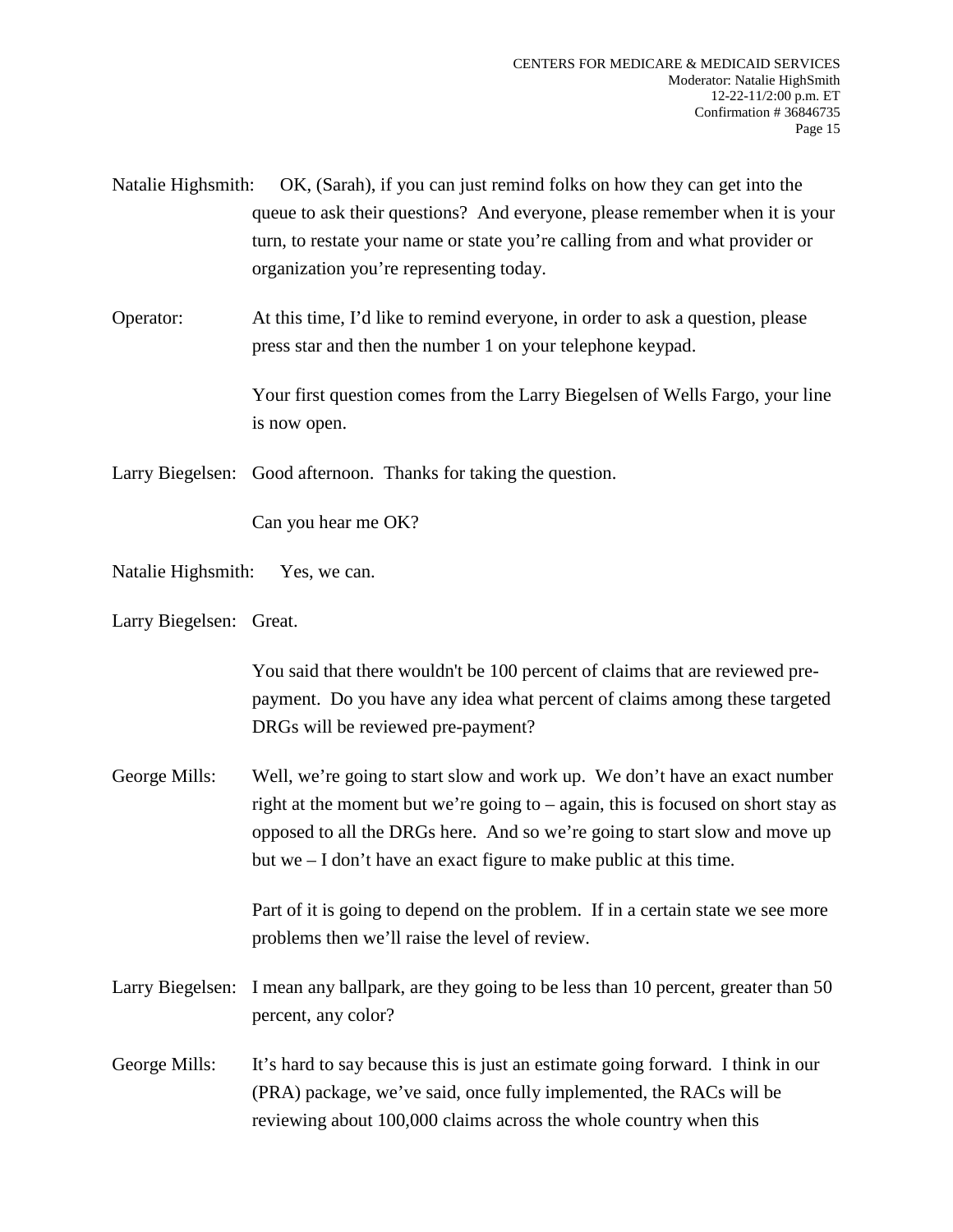Natalie Highsmith: OK, (Sarah), if you can just remind folks on how they can get into the queue to ask their questions? And everyone, please remember when it is your turn, to restate your name or state you're calling from and what provider or organization you're representing today.

Operator: At this time, I'd like to remind everyone, in order to ask a question, please press star and then the number 1 on your telephone keypad.

Your first question comes from the Larry Biegelsen of Wells Fargo, your line is now open.

Larry Biegelsen: Good afternoon. Thanks for taking the question.

Can you hear me OK?

Natalie Highsmith: Yes, we can.

Larry Biegelsen: Great.

You said that there wouldn't be 100 percent of claims that are reviewed pre-payment. Do you have any idea what percent of claims among these targeted DRGs will be reviewed pre-payment?

George Mills: Well, we're going to start slow and work up. We don't have an exact number right at the moment but we're going to – again, this is focused on short stay as opposed to all the DRGs here. And so we're going to start slow and move up but we – I don't have an exact figure to make public at this time.

Part of it is going to depend on the problem. If in a certain state we see more problems then we'll raise the level of review.

Larry Biegelsen: I mean any ballpark, are they going to be less than 10 percent, greater than 50 percent, any color?

George Mills: It's hard to say because this is just an estimate going forward. I think in our (PRA) package, we've said, once fully implemented, the RACs will be reviewing about 100,000 claims across the whole country when this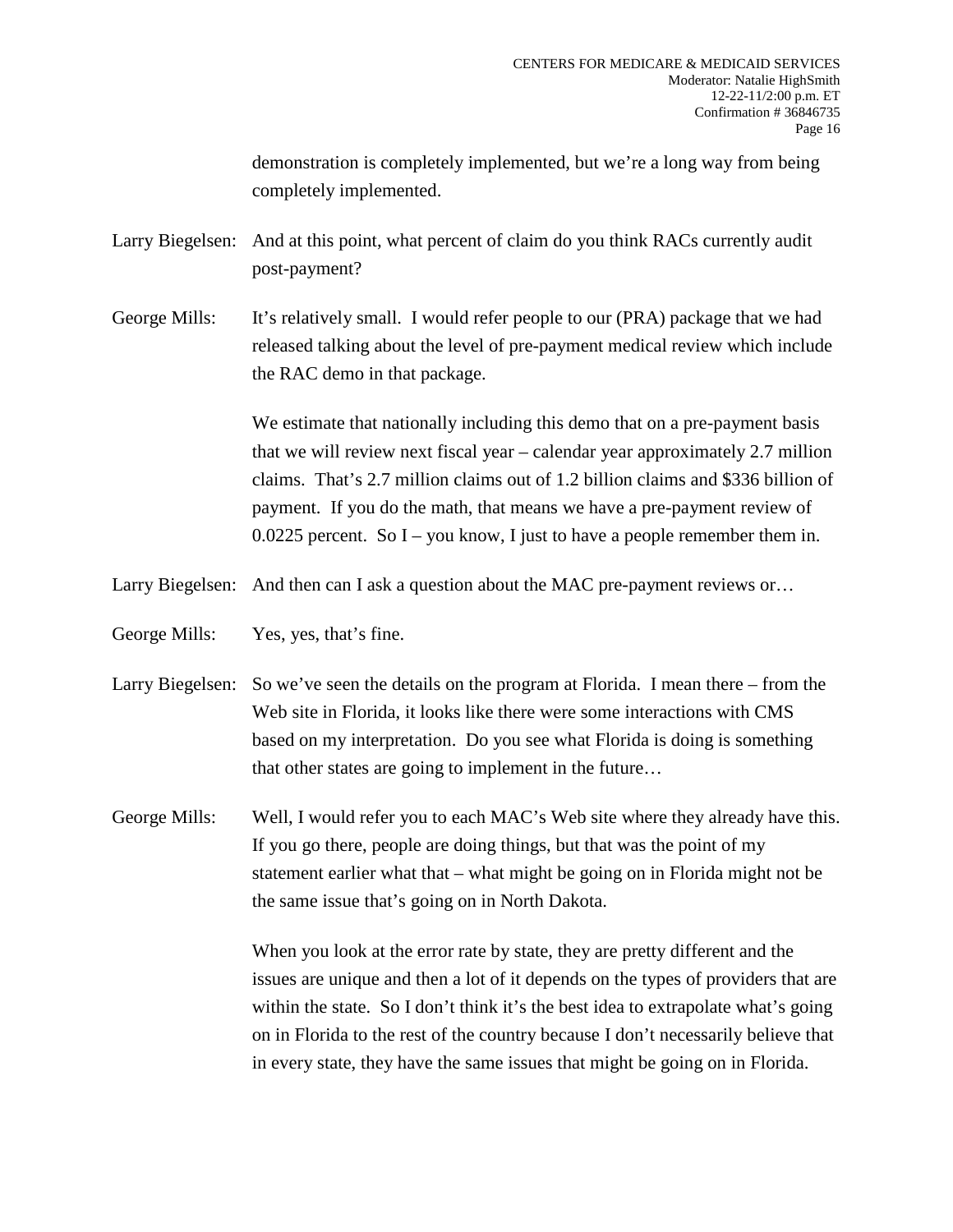demonstration is completely implemented, but we're a long way from being completely implemented.

Larry Biegelsen: And at this point, what percent of claim do you think RACs currently audit post-payment?

George Mills: It's relatively small. I would refer people to our (PRA) package that we had released talking about the level of pre-payment medical review which include the RAC demo in that package.

We estimate that nationally including this demo that on a pre-payment basis that we will review next fiscal year – calendar year approximately 2.7 million claims. That's 2.7 million claims out of 1.2 billion claims and $336 billion of payment. If you do the math, that means we have a pre-payment review of 0.0225 percent. So I – you know, I just to have a people remember them in.

Larry Biegelsen: And then can I ask a question about the MAC pre-payment reviews or…

George Mills: Yes, yes, that's fine.

Larry Biegelsen: So we've seen the details on the program at Florida. I mean there – from the Web site in Florida, it looks like there were some interactions with CMS based on my interpretation. Do you see what Florida is doing is something that other states are going to implement in the future…

George Mills: Well, I would refer you to each MAC's Web site where they already have this. If you go there, people are doing things, but that was the point of my statement earlier what that – what might be going on in Florida might not be the same issue that's going on in North Dakota.

When you look at the error rate by state, they are pretty different and the issues are unique and then a lot of it depends on the types of providers that are within the state. So I don't think it's the best idea to extrapolate what's going on in Florida to the rest of the country because I don't necessarily believe that in every state, they have the same issues that might be going on in Florida.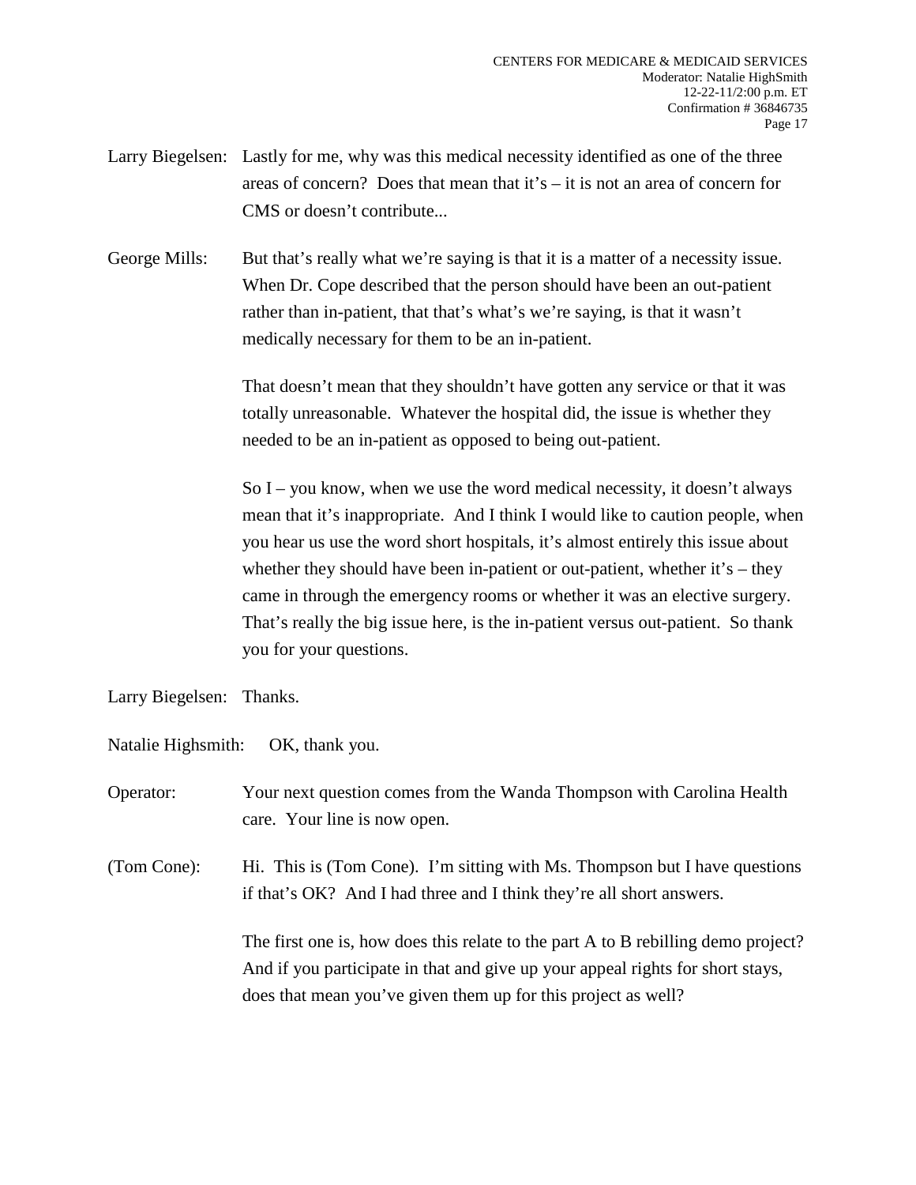Larry Biegelsen: Lastly for me, why was this medical necessity identified as one of the three areas of concern? Does that mean that it's – it is not an area of concern for CMS or doesn't contribute...

George Mills: But that's really what we're saying is that it is a matter of a necessity issue. When Dr. Cope described that the person should have been an out-patient rather than in-patient, that that's what's we're saying, is that it wasn't medically necessary for them to be an in-patient.

That doesn't mean that they shouldn't have gotten any service or that it was totally unreasonable. Whatever the hospital did, the issue is whether they needed to be an in-patient as opposed to being out-patient.

So I – you know, when we use the word medical necessity, it doesn't always mean that it's inappropriate. And I think I would like to caution people, when you hear us use the word short hospitals, it's almost entirely this issue about whether they should have been in-patient or out-patient, whether it's – they came in through the emergency rooms or whether it was an elective surgery. That's really the big issue here, is the in-patient versus out-patient. So thank you for your questions.

Larry Biegelsen: Thanks.

Natalie Highsmith: OK, thank you.

Operator: Your next question comes from the Wanda Thompson with Carolina Health care. Your line is now open.

(Tom Cone): Hi. This is (Tom Cone). I'm sitting with Ms. Thompson but I have questions if that's OK? And I had three and I think they're all short answers.

The first one is, how does this relate to the part A to B rebilling demo project? And if you participate in that and give up your appeal rights for short stays, does that mean you've given them up for this project as well?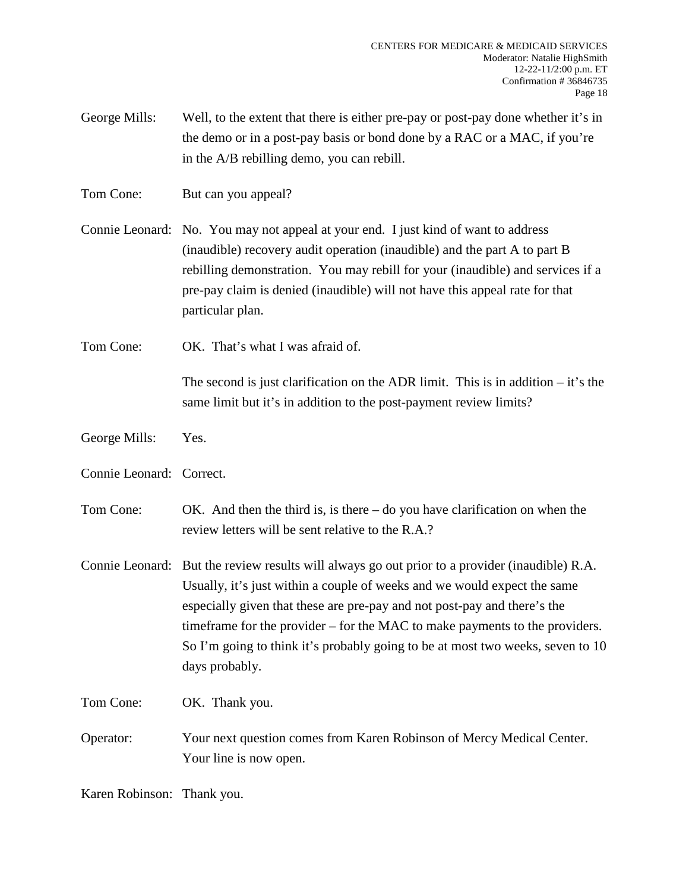George Mills: Well, to the extent that there is either pre-pay or post-pay done whether it's in the demo or in a post-pay basis or bond done by a RAC or a MAC, if you're in the A/B rebilling demo, you can rebill.

Tom Cone: But can you appeal?

Connie Leonard: No. You may not appeal at your end. I just kind of want to address (inaudible) recovery audit operation (inaudible) and the part A to part B rebilling demonstration. You may rebill for your (inaudible) and services if a pre-pay claim is denied (inaudible) will not have this appeal rate for that particular plan.

Tom Cone: OK. That's what I was afraid of.

The second is just clarification on the ADR limit. This is in addition – it's the same limit but it's in addition to the post-payment review limits?

George Mills: Yes.

Connie Leonard: Correct.

Tom Cone: OK. And then the third is, is there – do you have clarification on when the review letters will be sent relative to the R.A.?

Connie Leonard: But the review results will always go out prior to a provider (inaudible) R.A. Usually, it's just within a couple of weeks and we would expect the same especially given that these are pre-pay and not post-pay and there's the timeframe for the provider – for the MAC to make payments to the providers. So I'm going to think it's probably going to be at most two weeks, seven to 10 days probably.

Tom Cone: OK. Thank you.

Operator: Your next question comes from Karen Robinson of Mercy Medical Center. Your line is now open.

Karen Robinson: Thank you.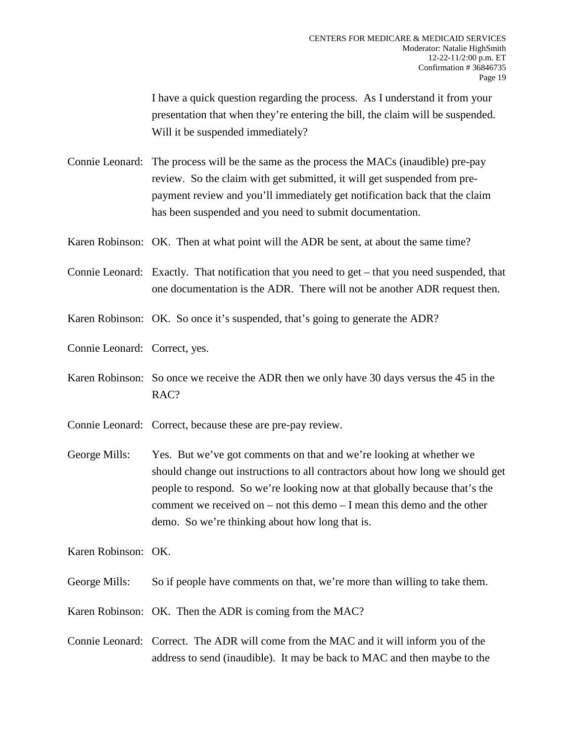I have a quick question regarding the process. As I understand it from your presentation that when they're entering the bill, the claim will be suspended. Will it be suspended immediately?

Connie Leonard: The process will be the same as the process the MACs (inaudible) pre-pay review. So the claim with get submitted, it will get suspended from pre-payment review and you'll immediately get notification back that the claim has been suspended and you need to submit documentation.

Karen Robinson: OK. Then at what point will the ADR be sent, at about the same time?

Connie Leonard: Exactly. That notification that you need to get – that you need suspended, that one documentation is the ADR. There will not be another ADR request then.

Karen Robinson: OK. So once it's suspended, that's going to generate the ADR?

Connie Leonard: Correct, yes.

Karen Robinson: So once we receive the ADR then we only have 30 days versus the 45 in the RAC?

Connie Leonard: Correct, because these are pre-pay review.

George Mills: Yes. But we've got comments on that and we're looking at whether we should change out instructions to all contractors about how long we should get people to respond. So we're looking now at that globally because that's the comment we received on – not this demo – I mean this demo and the other demo. So we're thinking about how long that is.

Karen Robinson: OK.

George Mills: So if people have comments on that, we're more than willing to take them.

Karen Robinson: OK. Then the ADR is coming from the MAC?

Connie Leonard: Correct. The ADR will come from the MAC and it will inform you of the address to send (inaudible). It may be back to MAC and then maybe to the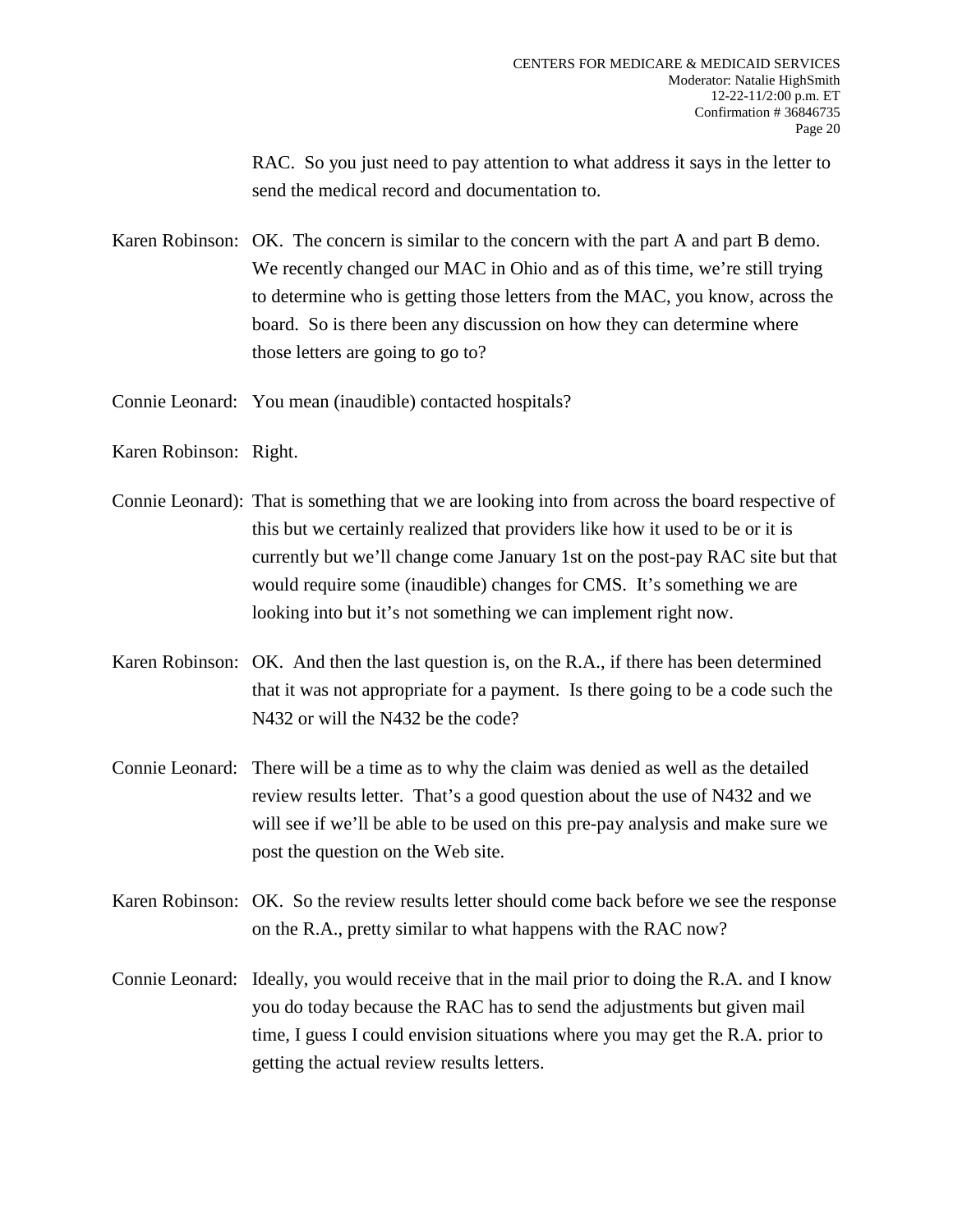RAC. So you just need to pay attention to what address it says in the letter to send the medical record and documentation to.

Karen Robinson: OK. The concern is similar to the concern with the part A and part B demo. We recently changed our MAC in Ohio and as of this time, we're still trying to determine who is getting those letters from the MAC, you know, across the board. So is there been any discussion on how they can determine where those letters are going to go to?

Connie Leonard: You mean (inaudible) contacted hospitals?

Karen Robinson: Right.

Connie Leonard): That is something that we are looking into from across the board respective of this but we certainly realized that providers like how it used to be or it is currently but we'll change come January 1st on the post-pay RAC site but that would require some (inaudible) changes for CMS. It's something we are looking into but it's not something we can implement right now.

Karen Robinson: OK. And then the last question is, on the R.A., if there has been determined that it was not appropriate for a payment. Is there going to be a code such the N432 or will the N432 be the code?

Connie Leonard: There will be a time as to why the claim was denied as well as the detailed review results letter. That's a good question about the use of N432 and we will see if we'll be able to be used on this pre-pay analysis and make sure we post the question on the Web site.

Karen Robinson: OK. So the review results letter should come back before we see the response on the R.A., pretty similar to what happens with the RAC now?

Connie Leonard: Ideally, you would receive that in the mail prior to doing the R.A. and I know you do today because the RAC has to send the adjustments but given mail time, I guess I could envision situations where you may get the R.A. prior to getting the actual review results letters.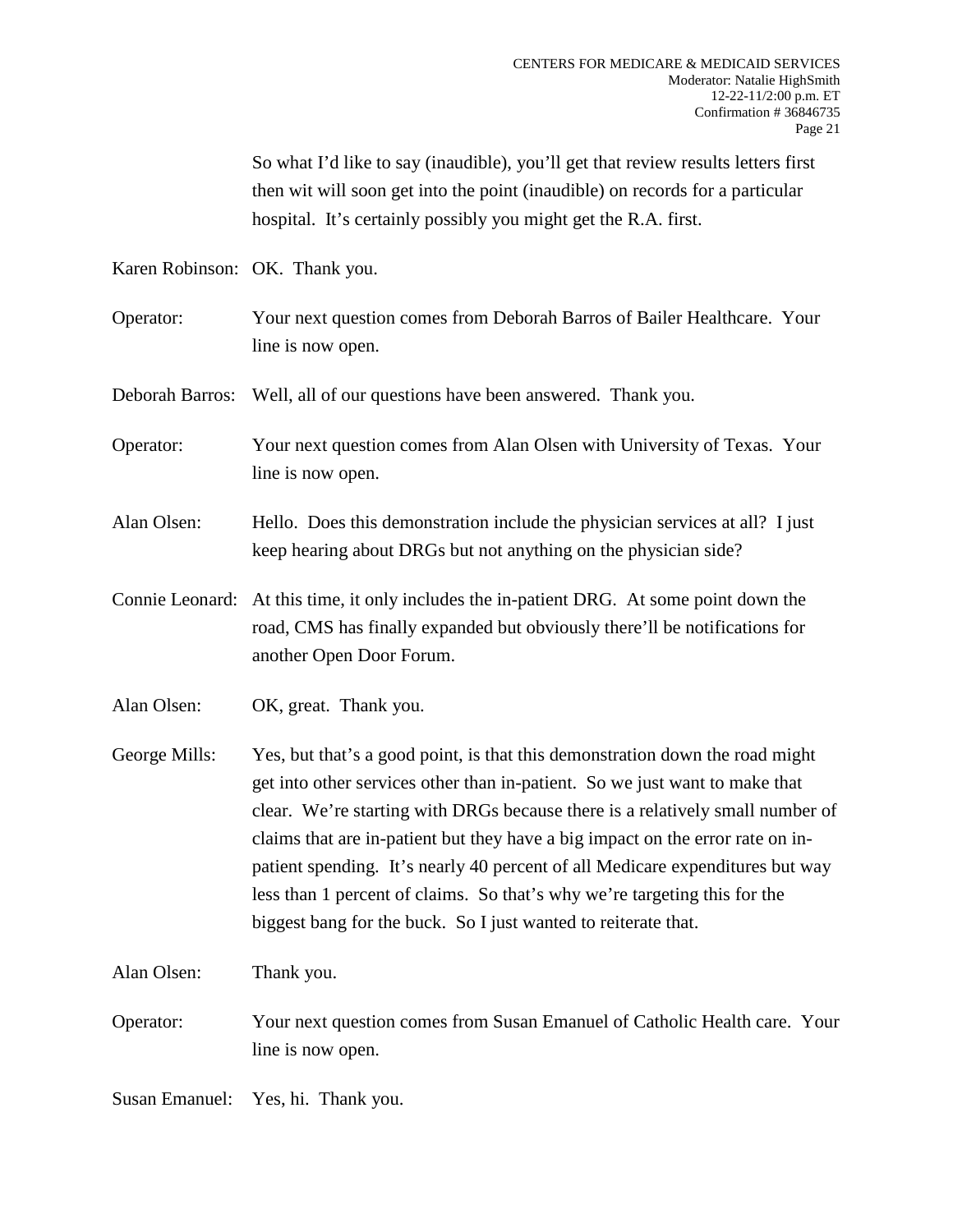So what I'd like to say (inaudible), you'll get that review results letters first then wit will soon get into the point (inaudible) on records for a particular hospital. It's certainly possibly you might get the R.A. first.

Karen Robinson: OK. Thank you.

Operator: Your next question comes from Deborah Barros of Bailer Healthcare. Your line is now open.

Deborah Barros: Well, all of our questions have been answered. Thank you.

Operator: Your next question comes from Alan Olsen with University of Texas. Your line is now open.

Alan Olsen: Hello. Does this demonstration include the physician services at all? I just keep hearing about DRGs but not anything on the physician side?

Connie Leonard: At this time, it only includes the in-patient DRG. At some point down the road, CMS has finally expanded but obviously there'll be notifications for another Open Door Forum.

Alan Olsen: OK, great. Thank you.

George Mills: Yes, but that's a good point, is that this demonstration down the road might get into other services other than in-patient. So we just want to make that clear. We're starting with DRGs because there is a relatively small number of claims that are in-patient but they have a big impact on the error rate on in-patient spending. It's nearly 40 percent of all Medicare expenditures but way less than 1 percent of claims. So that's why we're targeting this for the biggest bang for the buck. So I just wanted to reiterate that.

Alan Olsen: Thank you.

Operator: Your next question comes from Susan Emanuel of Catholic Health care. Your line is now open.

Susan Emanuel: Yes, hi. Thank you.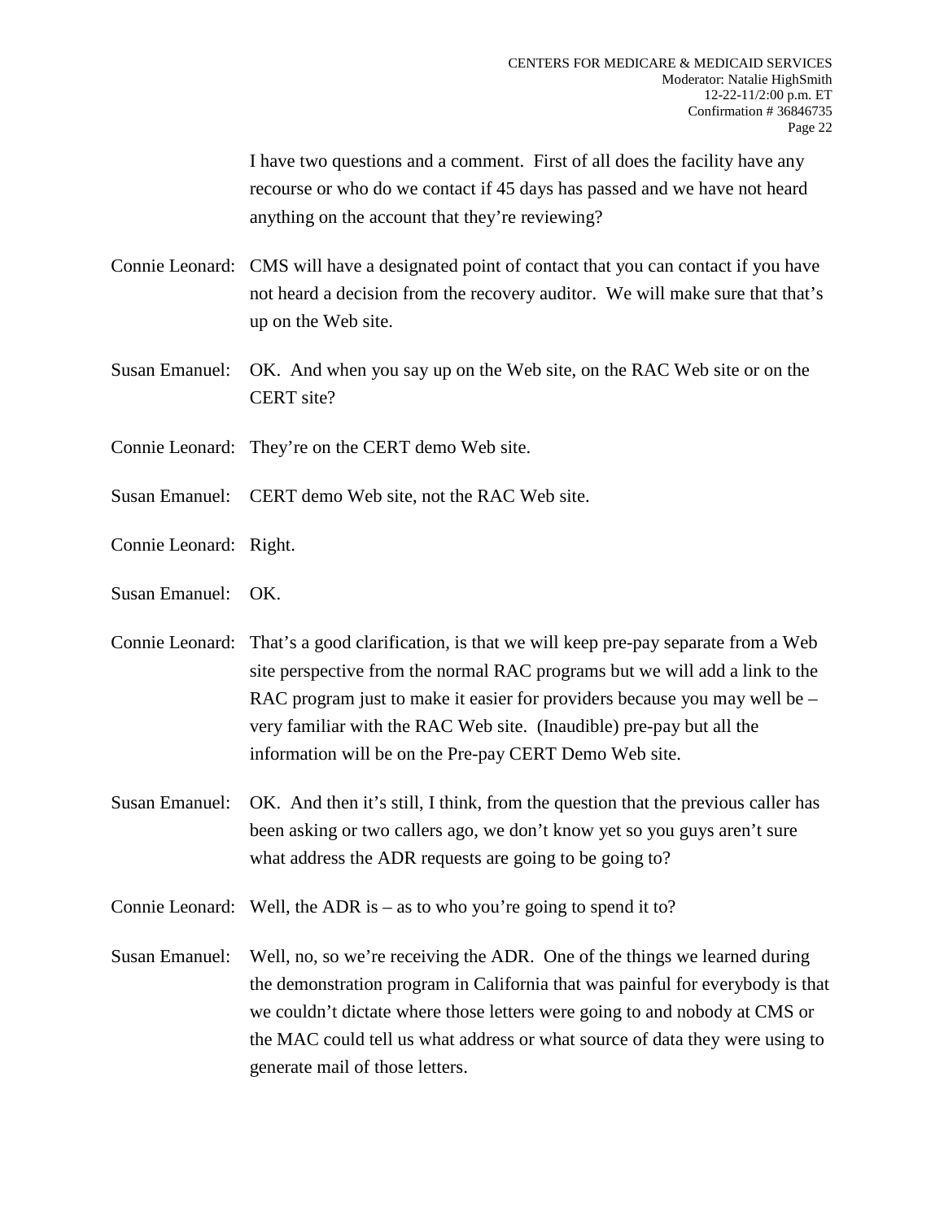I have two questions and a comment. First of all does the facility have any recourse or who do we contact if 45 days has passed and we have not heard anything on the account that they're reviewing?

Connie Leonard: CMS will have a designated point of contact that you can contact if you have not heard a decision from the recovery auditor. We will make sure that that's up on the Web site.

Susan Emanuel: OK. And when you say up on the Web site, on the RAC Web site or on the CERT site?

Connie Leonard: They're on the CERT demo Web site.

Susan Emanuel: CERT demo Web site, not the RAC Web site.

Connie Leonard: Right.

Susan Emanuel: OK.

Connie Leonard: That's a good clarification, is that we will keep pre-pay separate from a Web site perspective from the normal RAC programs but we will add a link to the RAC program just to make it easier for providers because you may well be – very familiar with the RAC Web site. (Inaudible) pre-pay but all the information will be on the Pre-pay CERT Demo Web site.

Susan Emanuel: OK. And then it's still, I think, from the question that the previous caller has been asking or two callers ago, we don't know yet so you guys aren't sure what address the ADR requests are going to be going to?

Connie Leonard: Well, the ADR is – as to who you're going to spend it to?

Susan Emanuel: Well, no, so we're receiving the ADR. One of the things we learned during the demonstration program in California that was painful for everybody is that we couldn't dictate where those letters were going to and nobody at CMS or the MAC could tell us what address or what source of data they were using to generate mail of those letters.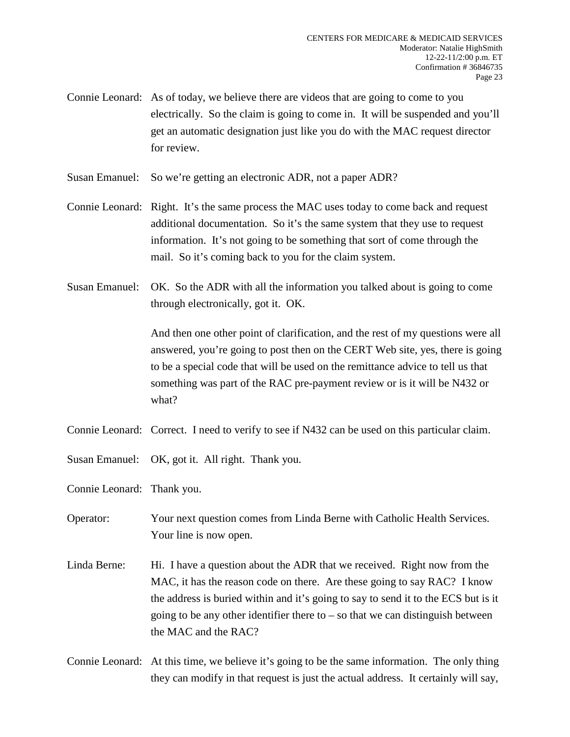Connie Leonard: As of today, we believe there are videos that are going to come to you electrically. So the claim is going to come in. It will be suspended and you'll get an automatic designation just like you do with the MAC request director for review.

Susan Emanuel: So we're getting an electronic ADR, not a paper ADR?

Connie Leonard: Right. It's the same process the MAC uses today to come back and request additional documentation. So it's the same system that they use to request information. It's not going to be something that sort of come through the mail. So it's coming back to you for the claim system.

Susan Emanuel: OK. So the ADR with all the information you talked about is going to come through electronically, got it. OK.

And then one other point of clarification, and the rest of my questions were all answered, you're going to post then on the CERT Web site, yes, there is going to be a special code that will be used on the remittance advice to tell us that something was part of the RAC pre-payment review or is it will be N432 or what?

Connie Leonard: Correct. I need to verify to see if N432 can be used on this particular claim.

Susan Emanuel: OK, got it. All right. Thank you.

Connie Leonard: Thank you.

Operator: Your next question comes from Linda Berne with Catholic Health Services. Your line is now open.

Linda Berne: Hi. I have a question about the ADR that we received. Right now from the MAC, it has the reason code on there. Are these going to say RAC? I know the address is buried within and it's going to say to send it to the ECS but is it going to be any other identifier there to – so that we can distinguish between the MAC and the RAC?

Connie Leonard: At this time, we believe it's going to be the same information. The only thing they can modify in that request is just the actual address. It certainly will say,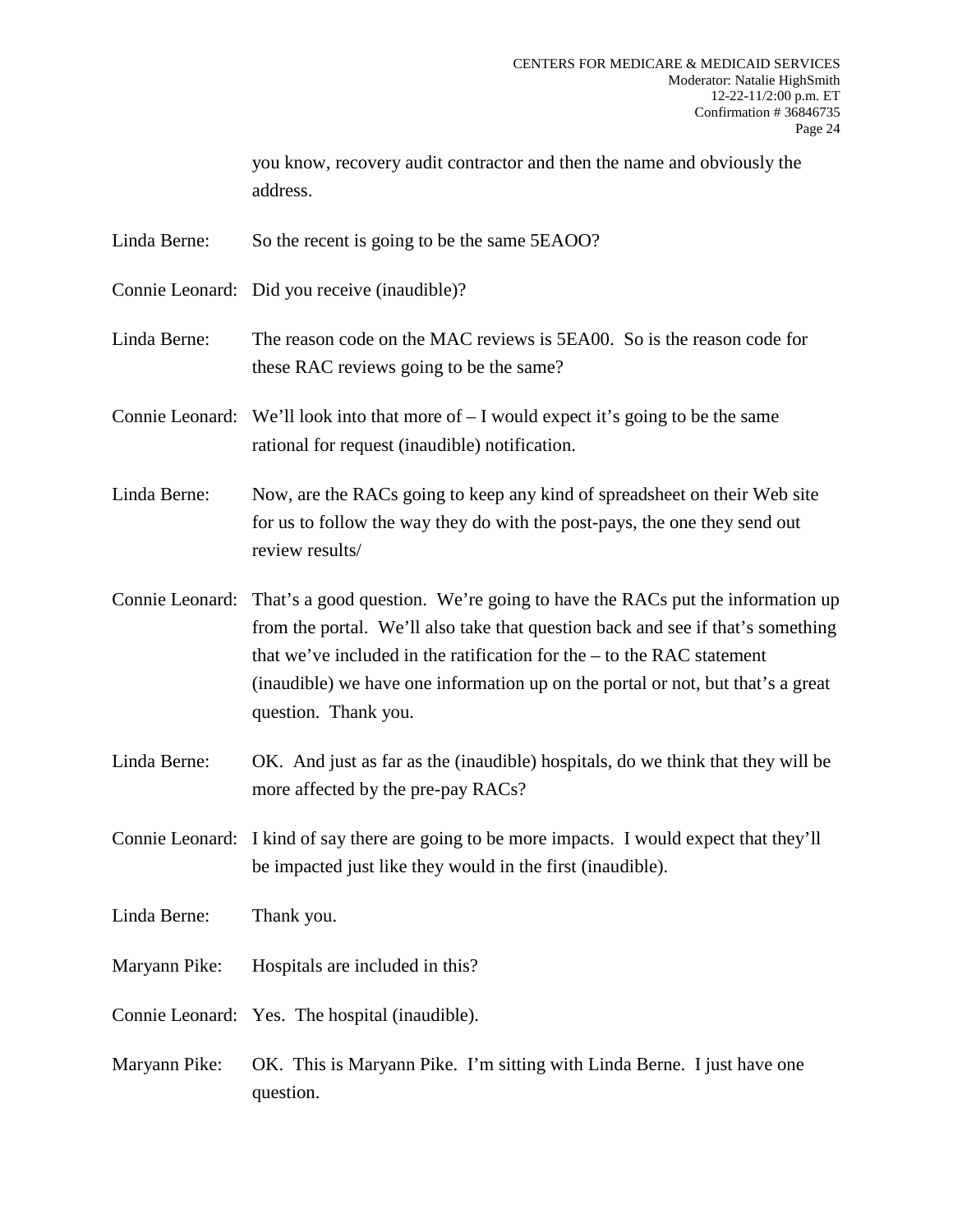you know, recovery audit contractor and then the name and obviously the address.

Linda Berne: So the recent is going to be the same 5EAOO?

Connie Leonard: Did you receive (inaudible)?

Linda Berne: The reason code on the MAC reviews is 5EA00. So is the reason code for these RAC reviews going to be the same?

Connie Leonard: We'll look into that more of – I would expect it's going to be the same rational for request (inaudible) notification.

Linda Berne: Now, are the RACs going to keep any kind of spreadsheet on their Web site for us to follow the way they do with the post-pays, the one they send out review results/

Connie Leonard: That's a good question. We're going to have the RACs put the information up from the portal. We'll also take that question back and see if that's something that we've included in the ratification for the – to the RAC statement (inaudible) we have one information up on the portal or not, but that's a great question. Thank you.

Linda Berne: OK. And just as far as the (inaudible) hospitals, do we think that they will be more affected by the pre-pay RACs?

Connie Leonard: I kind of say there are going to be more impacts. I would expect that they'll be impacted just like they would in the first (inaudible).

Linda Berne: Thank you.

Maryann Pike: Hospitals are included in this?

Connie Leonard: Yes. The hospital (inaudible).

Maryann Pike: OK. This is Maryann Pike. I'm sitting with Linda Berne. I just have one question.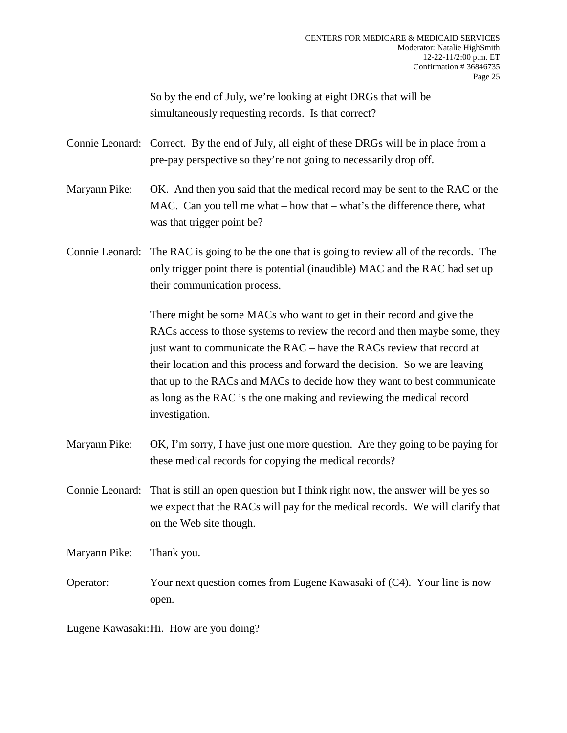So by the end of July, we're looking at eight DRGs that will be simultaneously requesting records. Is that correct?

Connie Leonard: Correct. By the end of July, all eight of these DRGs will be in place from a pre-pay perspective so they're not going to necessarily drop off.

Maryann Pike: OK. And then you said that the medical record may be sent to the RAC or the MAC. Can you tell me what – how that – what's the difference there, what was that trigger point be?

Connie Leonard: The RAC is going to be the one that is going to review all of the records. The only trigger point there is potential (inaudible) MAC and the RAC had set up their communication process.

There might be some MACs who want to get in their record and give the RACs access to those systems to review the record and then maybe some, they just want to communicate the RAC – have the RACs review that record at their location and this process and forward the decision. So we are leaving that up to the RACs and MACs to decide how they want to best communicate as long as the RAC is the one making and reviewing the medical record investigation.

Maryann Pike: OK, I'm sorry, I have just one more question. Are they going to be paying for these medical records for copying the medical records?

Connie Leonard: That is still an open question but I think right now, the answer will be yes so we expect that the RACs will pay for the medical records. We will clarify that on the Web site though.

Maryann Pike: Thank you.

Operator: Your next question comes from Eugene Kawasaki of (C4). Your line is now open.

Eugene Kawasaki: Hi. How are you doing?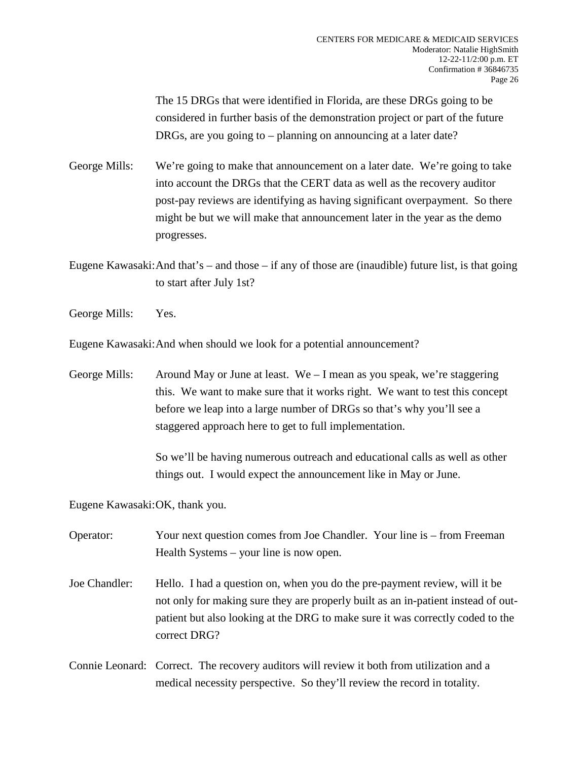The 15 DRGs that were identified in Florida, are these DRGs going to be considered in further basis of the demonstration project or part of the future DRGs, are you going to – planning on announcing at a later date?

George Mills: We're going to make that announcement on a later date. We're going to take into account the DRGs that the CERT data as well as the recovery auditor post-pay reviews are identifying as having significant overpayment. So there might be but we will make that announcement later in the year as the demo progresses.

Eugene Kawasaki: And that's – and those – if any of those are (inaudible) future list, is that going to start after July 1st?

George Mills: Yes.

Eugene Kawasaki: And when should we look for a potential announcement?

George Mills: Around May or June at least. We – I mean as you speak, we're staggering this. We want to make sure that it works right. We want to test this concept before we leap into a large number of DRGs so that's why you'll see a staggered approach here to get to full implementation.

So we'll be having numerous outreach and educational calls as well as other things out. I would expect the announcement like in May or June.

Eugene Kawasaki: OK, thank you.

Operator: Your next question comes from Joe Chandler. Your line is – from Freeman Health Systems – your line is now open.

Joe Chandler: Hello. I had a question on, when you do the pre-payment review, will it be not only for making sure they are properly built as an in-patient instead of out-patient but also looking at the DRG to make sure it was correctly coded to the correct DRG?

Connie Leonard: Correct. The recovery auditors will review it both from utilization and a medical necessity perspective. So they'll review the record in totality.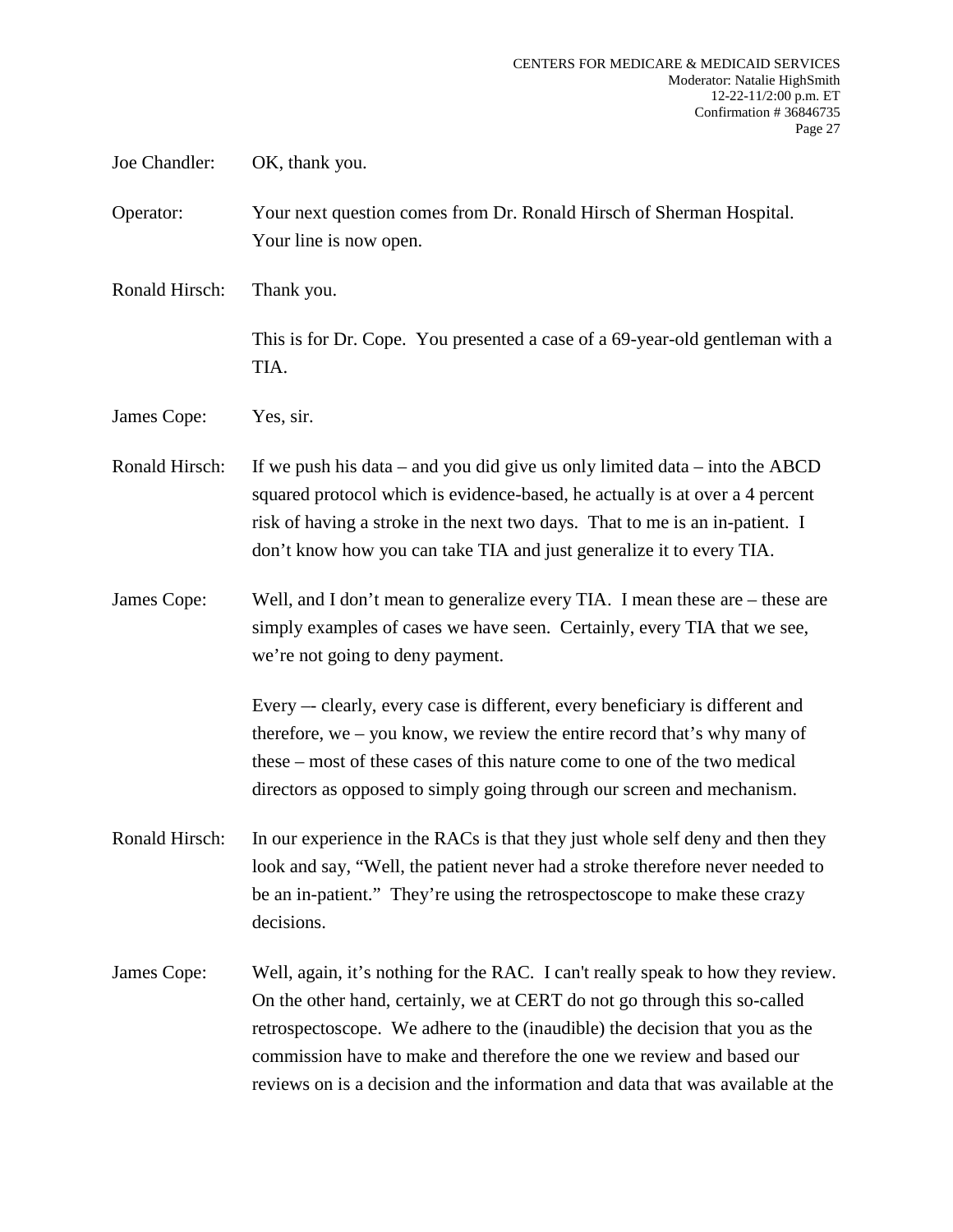Joe Chandler: OK, thank you.

Operator: Your next question comes from Dr. Ronald Hirsch of Sherman Hospital. Your line is now open.

Ronald Hirsch: Thank you.

This is for Dr. Cope. You presented a case of a 69-year-old gentleman with a TIA.

James Cope: Yes, sir.

Ronald Hirsch: If we push his data – and you did give us only limited data – into the ABCD squared protocol which is evidence-based, he actually is at over a 4 percent risk of having a stroke in the next two days. That to me is an in-patient. I don't know how you can take TIA and just generalize it to every TIA.

James Cope: Well, and I don't mean to generalize every TIA. I mean these are – these are simply examples of cases we have seen. Certainly, every TIA that we see, we're not going to deny payment.

Every –- clearly, every case is different, every beneficiary is different and therefore, we – you know, we review the entire record that's why many of these – most of these cases of this nature come to one of the two medical directors as opposed to simply going through our screen and mechanism.

Ronald Hirsch: In our experience in the RACs is that they just whole self deny and then they look and say, "Well, the patient never had a stroke therefore never needed to be an in-patient." They're using the retrospectoscope to make these crazy decisions.

James Cope: Well, again, it's nothing for the RAC. I can't really speak to how they review. On the other hand, certainly, we at CERT do not go through this so-called retrospectoscope. We adhere to the (inaudible) the decision that you as the commission have to make and therefore the one we review and based our reviews on is a decision and the information and data that was available at the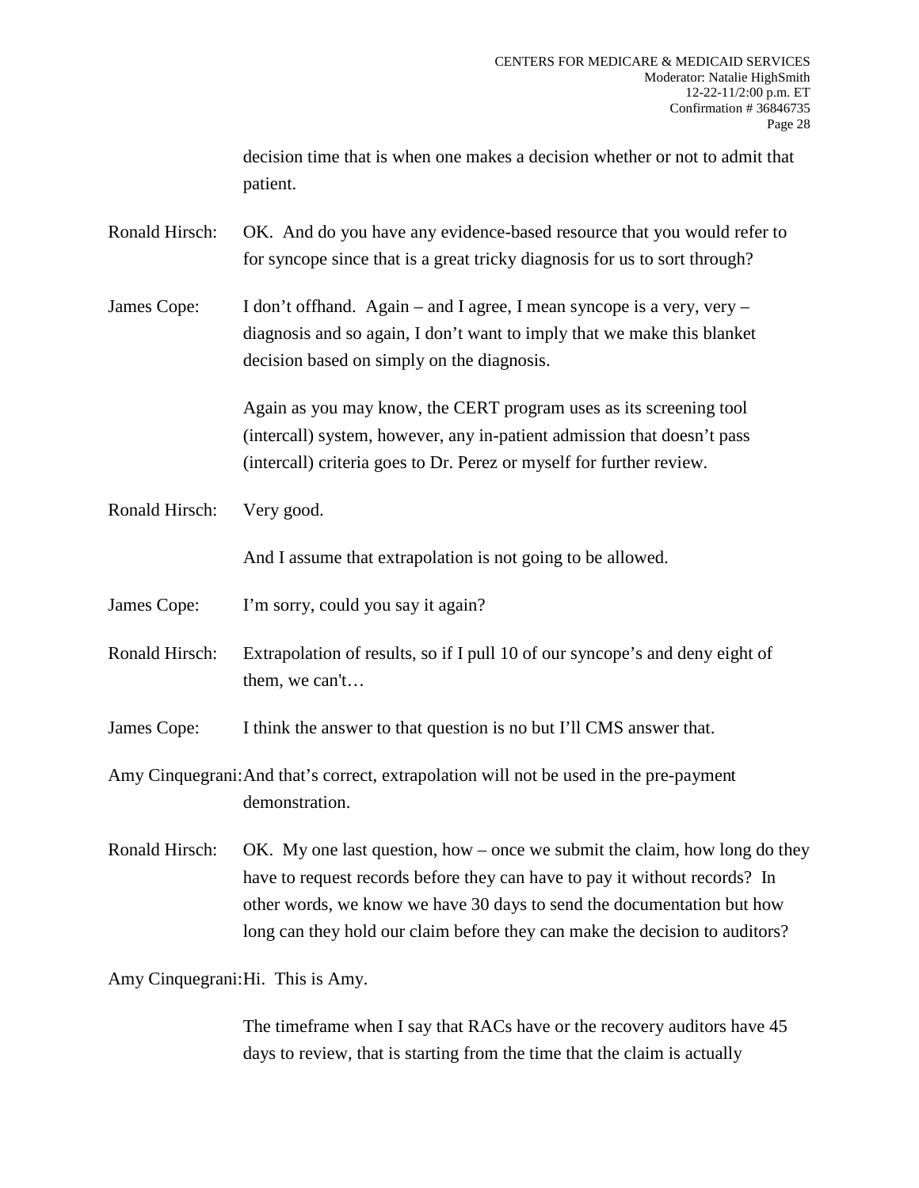decision time that is when one makes a decision whether or not to admit that patient.

Ronald Hirsch: OK. And do you have any evidence-based resource that you would refer to for syncope since that is a great tricky diagnosis for us to sort through?

James Cope: I don't offhand. Again – and I agree, I mean syncope is a very, very – diagnosis and so again, I don't want to imply that we make this blanket decision based on simply on the diagnosis.

Again as you may know, the CERT program uses as its screening tool (intercall) system, however, any in-patient admission that doesn't pass (intercall) criteria goes to Dr. Perez or myself for further review.

Ronald Hirsch: Very good.

And I assume that extrapolation is not going to be allowed.

James Cope: I'm sorry, could you say it again?

Ronald Hirsch: Extrapolation of results, so if I pull 10 of our syncope's and deny eight of them, we can't…

James Cope: I think the answer to that question is no but I'll CMS answer that.

Amy Cinquegrani: And that's correct, extrapolation will not be used in the pre-payment demonstration.

Ronald Hirsch: OK. My one last question, how – once we submit the claim, how long do they have to request records before they can have to pay it without records? In other words, we know we have 30 days to send the documentation but how long can they hold our claim before they can make the decision to auditors?

Amy Cinquegrani: Hi. This is Amy.

The timeframe when I say that RACs have or the recovery auditors have 45 days to review, that is starting from the time that the claim is actually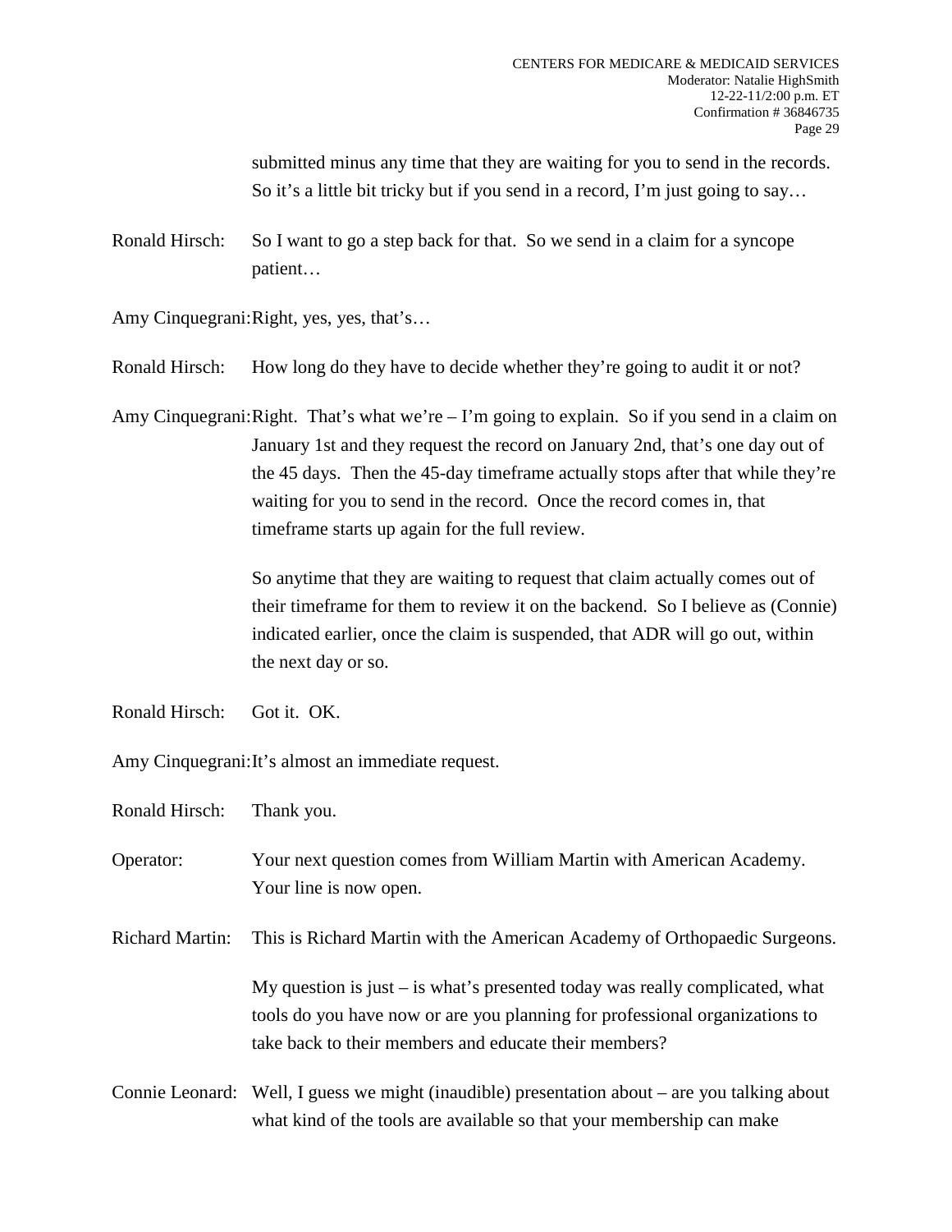submitted minus any time that they are waiting for you to send in the records. So it's a little bit tricky but if you send in a record, I'm just going to say…

Ronald Hirsch: So I want to go a step back for that. So we send in a claim for a syncope patient…

Amy Cinquegrani: Right, yes, yes, that's…

Ronald Hirsch: How long do they have to decide whether they're going to audit it or not?

Amy Cinquegrani: Right. That's what we're – I'm going to explain. So if you send in a claim on January 1st and they request the record on January 2nd, that's one day out of the 45 days. Then the 45-day timeframe actually stops after that while they're waiting for you to send in the record. Once the record comes in, that timeframe starts up again for the full review.

So anytime that they are waiting to request that claim actually comes out of their timeframe for them to review it on the backend. So I believe as (Connie) indicated earlier, once the claim is suspended, that ADR will go out, within the next day or so.

Ronald Hirsch: Got it. OK.

Amy Cinquegrani: It's almost an immediate request.

Ronald Hirsch: Thank you.

Operator: Your next question comes from William Martin with American Academy. Your line is now open.

Richard Martin: This is Richard Martin with the American Academy of Orthopaedic Surgeons.

My question is just – is what's presented today was really complicated, what tools do you have now or are you planning for professional organizations to take back to their members and educate their members?

Connie Leonard: Well, I guess we might (inaudible) presentation about – are you talking about what kind of the tools are available so that your membership can make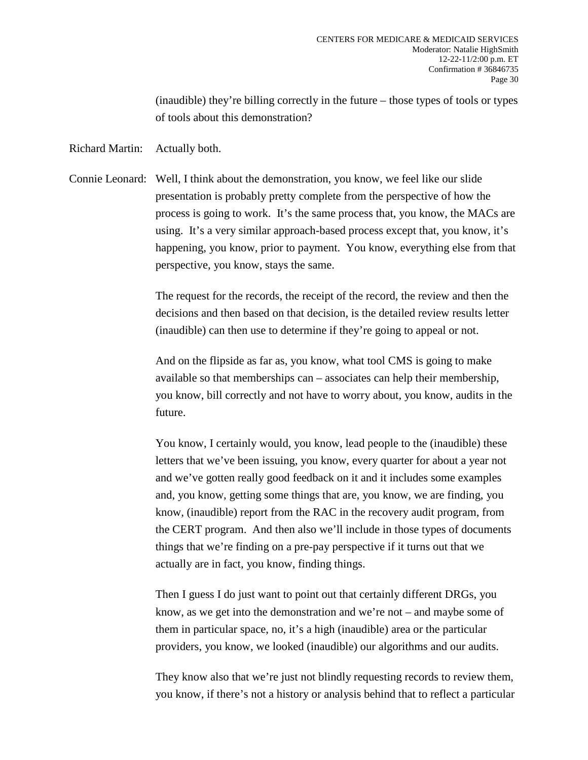(inaudible) they're billing correctly in the future – those types of tools or types of tools about this demonstration?

Richard Martin: Actually both.

Connie Leonard: Well, I think about the demonstration, you know, we feel like our slide presentation is probably pretty complete from the perspective of how the process is going to work. It's the same process that, you know, the MACs are using. It's a very similar approach-based process except that, you know, it's happening, you know, prior to payment. You know, everything else from that perspective, you know, stays the same.

The request for the records, the receipt of the record, the review and then the decisions and then based on that decision, is the detailed review results letter (inaudible) can then use to determine if they're going to appeal or not.

And on the flipside as far as, you know, what tool CMS is going to make available so that memberships can – associates can help their membership, you know, bill correctly and not have to worry about, you know, audits in the future.

You know, I certainly would, you know, lead people to the (inaudible) these letters that we've been issuing, you know, every quarter for about a year not and we've gotten really good feedback on it and it includes some examples and, you know, getting some things that are, you know, we are finding, you know, (inaudible) report from the RAC in the recovery audit program, from the CERT program. And then also we'll include in those types of documents things that we're finding on a pre-pay perspective if it turns out that we actually are in fact, you know, finding things.

Then I guess I do just want to point out that certainly different DRGs, you know, as we get into the demonstration and we're not – and maybe some of them in particular space, no, it's a high (inaudible) area or the particular providers, you know, we looked (inaudible) our algorithms and our audits.

They know also that we're just not blindly requesting records to review them, you know, if there's not a history or analysis behind that to reflect a particular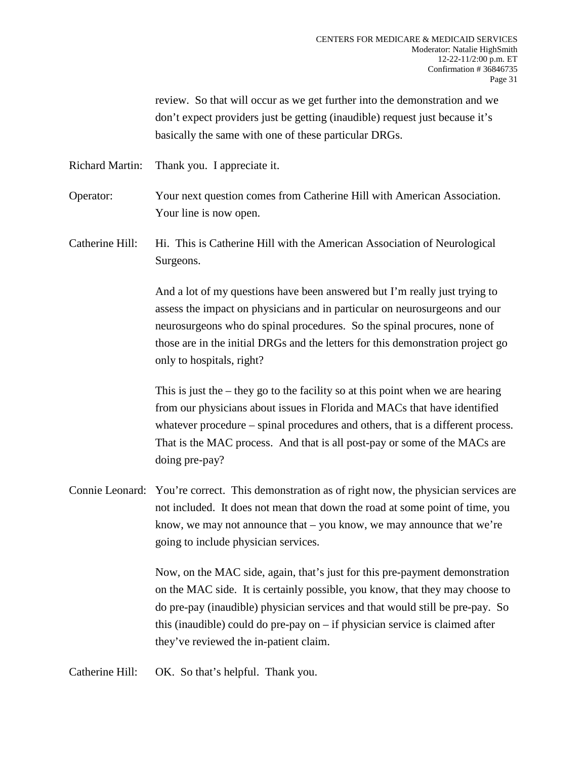review. So that will occur as we get further into the demonstration and we don't expect providers just be getting (inaudible) request just because it's basically the same with one of these particular DRGs.

Richard Martin: Thank you. I appreciate it.

Operator: Your next question comes from Catherine Hill with American Association. Your line is now open.

Catherine Hill: Hi. This is Catherine Hill with the American Association of Neurological Surgeons.

And a lot of my questions have been answered but I'm really just trying to assess the impact on physicians and in particular on neurosurgeons and our neurosurgeons who do spinal procedures. So the spinal procures, none of those are in the initial DRGs and the letters for this demonstration project go only to hospitals, right?

This is just the – they go to the facility so at this point when we are hearing from our physicians about issues in Florida and MACs that have identified whatever procedure – spinal procedures and others, that is a different process. That is the MAC process. And that is all post-pay or some of the MACs are doing pre-pay?

Connie Leonard: You're correct. This demonstration as of right now, the physician services are not included. It does not mean that down the road at some point of time, you know, we may not announce that – you know, we may announce that we're going to include physician services.

Now, on the MAC side, again, that's just for this pre-payment demonstration on the MAC side. It is certainly possible, you know, that they may choose to do pre-pay (inaudible) physician services and that would still be pre-pay. So this (inaudible) could do pre-pay on – if physician service is claimed after they've reviewed the in-patient claim.

Catherine Hill: OK. So that's helpful. Thank you.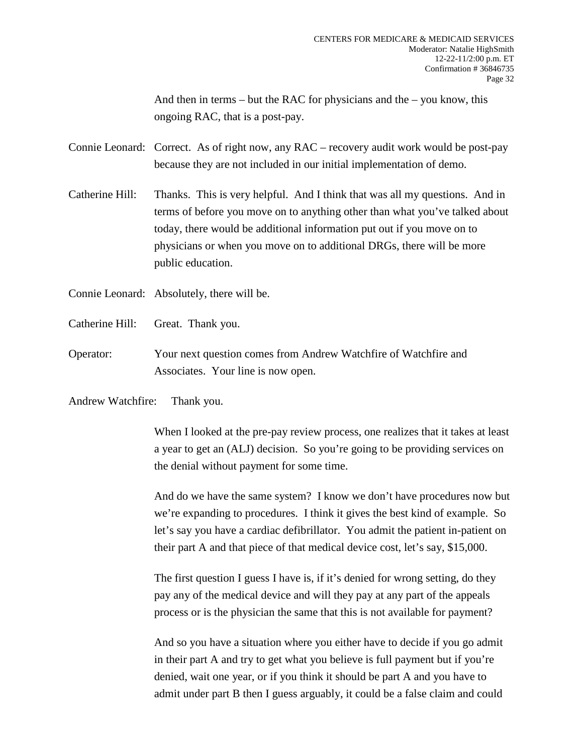And then in terms – but the RAC for physicians and the – you know, this ongoing RAC, that is a post-pay.

Connie Leonard: Correct. As of right now, any RAC – recovery audit work would be post-pay because they are not included in our initial implementation of demo.

Catherine Hill: Thanks. This is very helpful. And I think that was all my questions. And in terms of before you move on to anything other than what you've talked about today, there would be additional information put out if you move on to physicians or when you move on to additional DRGs, there will be more public education.

Connie Leonard: Absolutely, there will be.

Catherine Hill: Great. Thank you.

Operator: Your next question comes from Andrew Watchfire of Watchfire and Associates. Your line is now open.

Andrew Watchfire: Thank you.

When I looked at the pre-pay review process, one realizes that it takes at least a year to get an (ALJ) decision. So you're going to be providing services on the denial without payment for some time.

And do we have the same system? I know we don't have procedures now but we're expanding to procedures. I think it gives the best kind of example. So let's say you have a cardiac defibrillator. You admit the patient in-patient on their part A and that piece of that medical device cost, let's say, $15,000.

The first question I guess I have is, if it's denied for wrong setting, do they pay any of the medical device and will they pay at any part of the appeals process or is the physician the same that this is not available for payment?

And so you have a situation where you either have to decide if you go admit in their part A and try to get what you believe is full payment but if you're denied, wait one year, or if you think it should be part A and you have to admit under part B then I guess arguably, it could be a false claim and could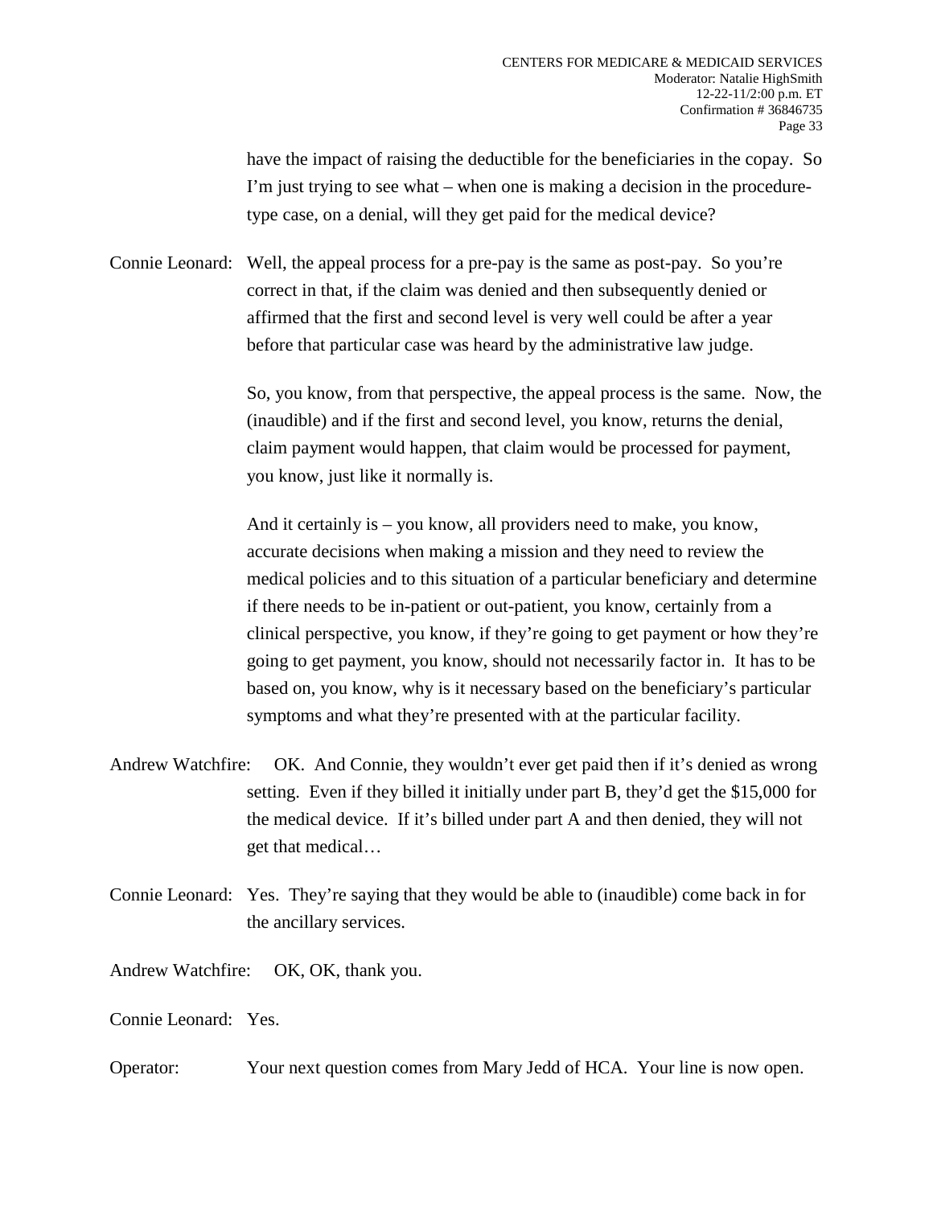have the impact of raising the deductible for the beneficiaries in the copay. So I'm just trying to see what – when one is making a decision in the procedure-type case, on a denial, will they get paid for the medical device?

Connie Leonard: Well, the appeal process for a pre-pay is the same as post-pay. So you're correct in that, if the claim was denied and then subsequently denied or affirmed that the first and second level is very well could be after a year before that particular case was heard by the administrative law judge.

So, you know, from that perspective, the appeal process is the same. Now, the (inaudible) and if the first and second level, you know, returns the denial, claim payment would happen, that claim would be processed for payment, you know, just like it normally is.

And it certainly is – you know, all providers need to make, you know, accurate decisions when making a mission and they need to review the medical policies and to this situation of a particular beneficiary and determine if there needs to be in-patient or out-patient, you know, certainly from a clinical perspective, you know, if they're going to get payment or how they're going to get payment, you know, should not necessarily factor in. It has to be based on, you know, why is it necessary based on the beneficiary's particular symptoms and what they're presented with at the particular facility.

Andrew Watchfire: OK. And Connie, they wouldn't ever get paid then if it's denied as wrong setting. Even if they billed it initially under part B, they'd get the $15,000 for the medical device. If it's billed under part A and then denied, they will not get that medical…

Connie Leonard: Yes. They're saying that they would be able to (inaudible) come back in for the ancillary services.

Andrew Watchfire: OK, OK, thank you.

Connie Leonard: Yes.

Operator: Your next question comes from Mary Jedd of HCA. Your line is now open.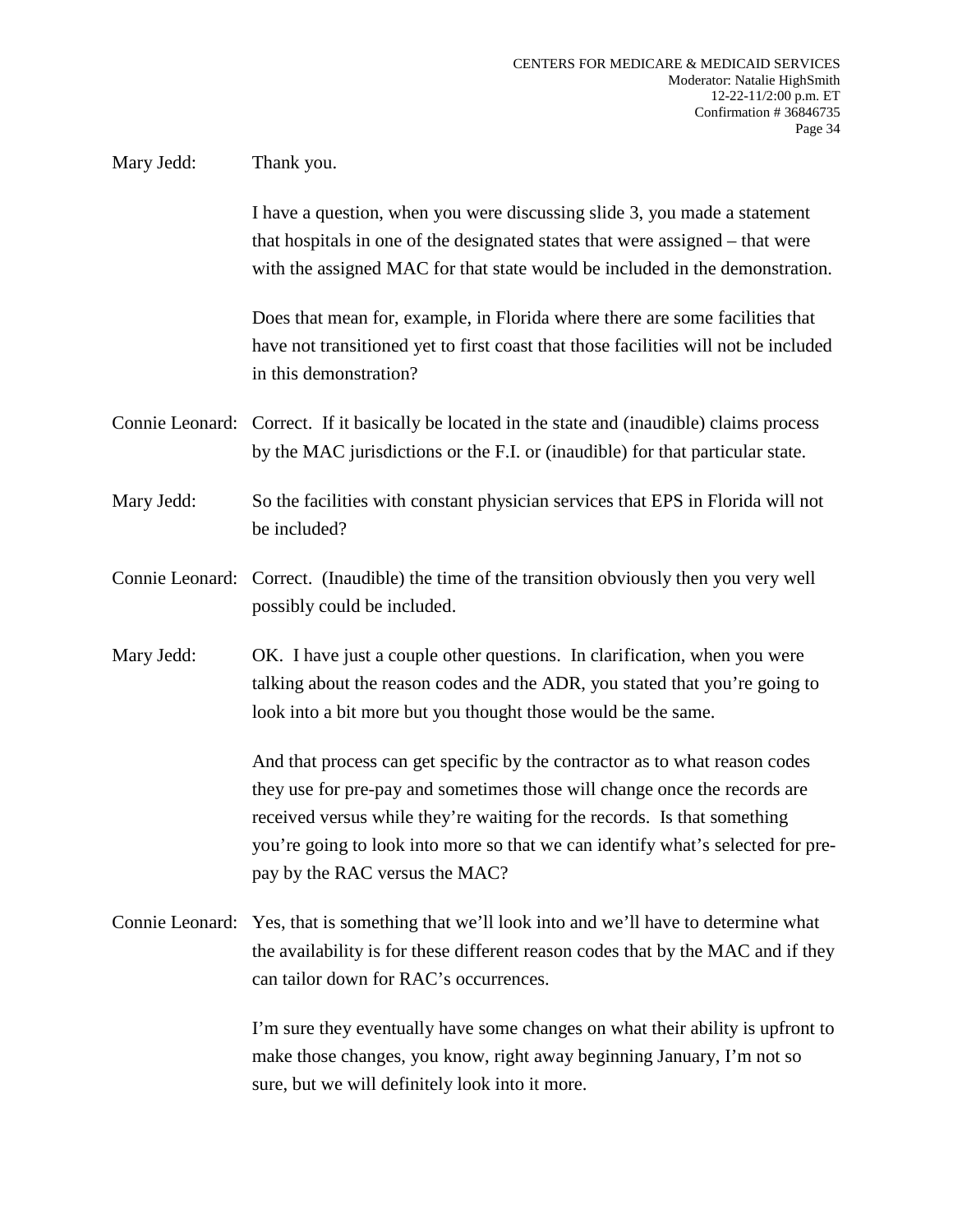Mary Jedd: Thank you.

I have a question, when you were discussing slide 3, you made a statement that hospitals in one of the designated states that were assigned – that were with the assigned MAC for that state would be included in the demonstration.

Does that mean for, example, in Florida where there are some facilities that have not transitioned yet to first coast that those facilities will not be included in this demonstration?

Connie Leonard: Correct. If it basically be located in the state and (inaudible) claims process by the MAC jurisdictions or the F.I. or (inaudible) for that particular state.

Mary Jedd: So the facilities with constant physician services that EPS in Florida will not be included?

Connie Leonard: Correct. (Inaudible) the time of the transition obviously then you very well possibly could be included.

Mary Jedd: OK. I have just a couple other questions. In clarification, when you were talking about the reason codes and the ADR, you stated that you're going to look into a bit more but you thought those would be the same.

And that process can get specific by the contractor as to what reason codes they use for pre-pay and sometimes those will change once the records are received versus while they're waiting for the records. Is that something you're going to look into more so that we can identify what's selected for pre-pay by the RAC versus the MAC?

Connie Leonard: Yes, that is something that we'll look into and we'll have to determine what the availability is for these different reason codes that by the MAC and if they can tailor down for RAC's occurrences.

I'm sure they eventually have some changes on what their ability is upfront to make those changes, you know, right away beginning January, I'm not so sure, but we will definitely look into it more.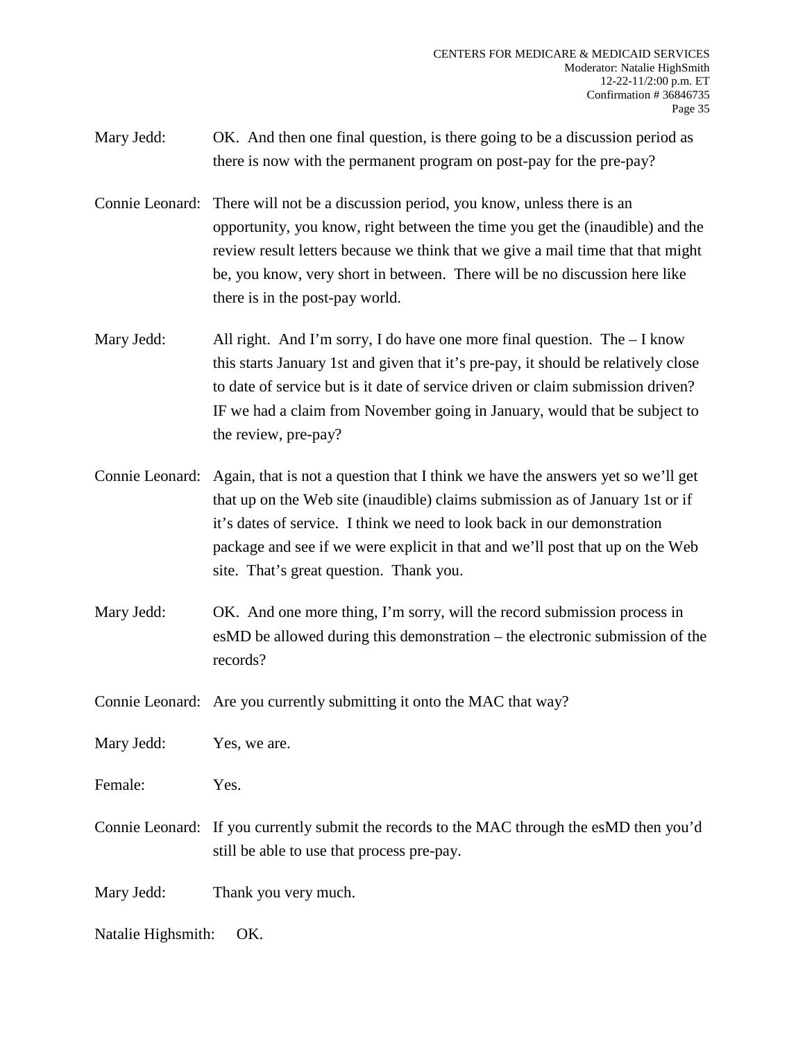Mary Jedd: OK. And then one final question, is there going to be a discussion period as there is now with the permanent program on post-pay for the pre-pay?

Connie Leonard: There will not be a discussion period, you know, unless there is an opportunity, you know, right between the time you get the (inaudible) and the review result letters because we think that we give a mail time that that might be, you know, very short in between. There will be no discussion here like there is in the post-pay world.

Mary Jedd: All right. And I'm sorry, I do have one more final question. The – I know this starts January 1st and given that it's pre-pay, it should be relatively close to date of service but is it date of service driven or claim submission driven? IF we had a claim from November going in January, would that be subject to the review, pre-pay?

Connie Leonard: Again, that is not a question that I think we have the answers yet so we'll get that up on the Web site (inaudible) claims submission as of January 1st or if it's dates of service. I think we need to look back in our demonstration package and see if we were explicit in that and we'll post that up on the Web site. That's great question. Thank you.

Mary Jedd: OK. And one more thing, I'm sorry, will the record submission process in esMD be allowed during this demonstration – the electronic submission of the records?

Connie Leonard: Are you currently submitting it onto the MAC that way?

Mary Jedd: Yes, we are.

Female: Yes.

Connie Leonard: If you currently submit the records to the MAC through the esMD then you'd still be able to use that process pre-pay.

Mary Jedd: Thank you very much.

Natalie Highsmith: OK.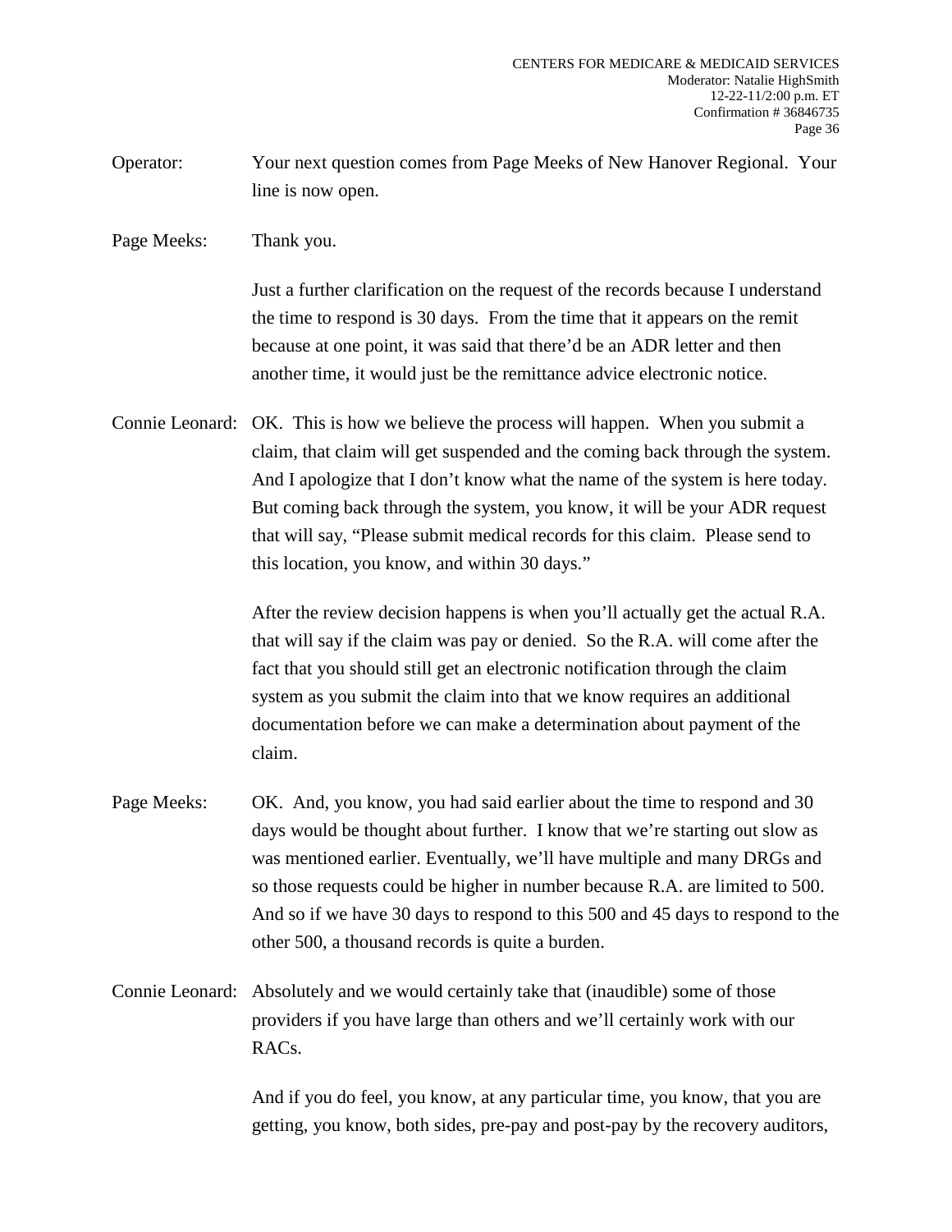Operator: Your next question comes from Page Meeks of New Hanover Regional. Your line is now open.

Page Meeks: Thank you.

Just a further clarification on the request of the records because I understand the time to respond is 30 days. From the time that it appears on the remit because at one point, it was said that there'd be an ADR letter and then another time, it would just be the remittance advice electronic notice.

Connie Leonard: OK. This is how we believe the process will happen. When you submit a claim, that claim will get suspended and the coming back through the system. And I apologize that I don't know what the name of the system is here today. But coming back through the system, you know, it will be your ADR request that will say, "Please submit medical records for this claim. Please send to this location, you know, and within 30 days."

After the review decision happens is when you'll actually get the actual R.A. that will say if the claim was pay or denied. So the R.A. will come after the fact that you should still get an electronic notification through the claim system as you submit the claim into that we know requires an additional documentation before we can make a determination about payment of the claim.

Page Meeks: OK. And, you know, you had said earlier about the time to respond and 30 days would be thought about further. I know that we're starting out slow as was mentioned earlier. Eventually, we'll have multiple and many DRGs and so those requests could be higher in number because R.A. are limited to 500. And so if we have 30 days to respond to this 500 and 45 days to respond to the other 500, a thousand records is quite a burden.

Connie Leonard: Absolutely and we would certainly take that (inaudible) some of those providers if you have large than others and we'll certainly work with our RACs.

And if you do feel, you know, at any particular time, you know, that you are getting, you know, both sides, pre-pay and post-pay by the recovery auditors,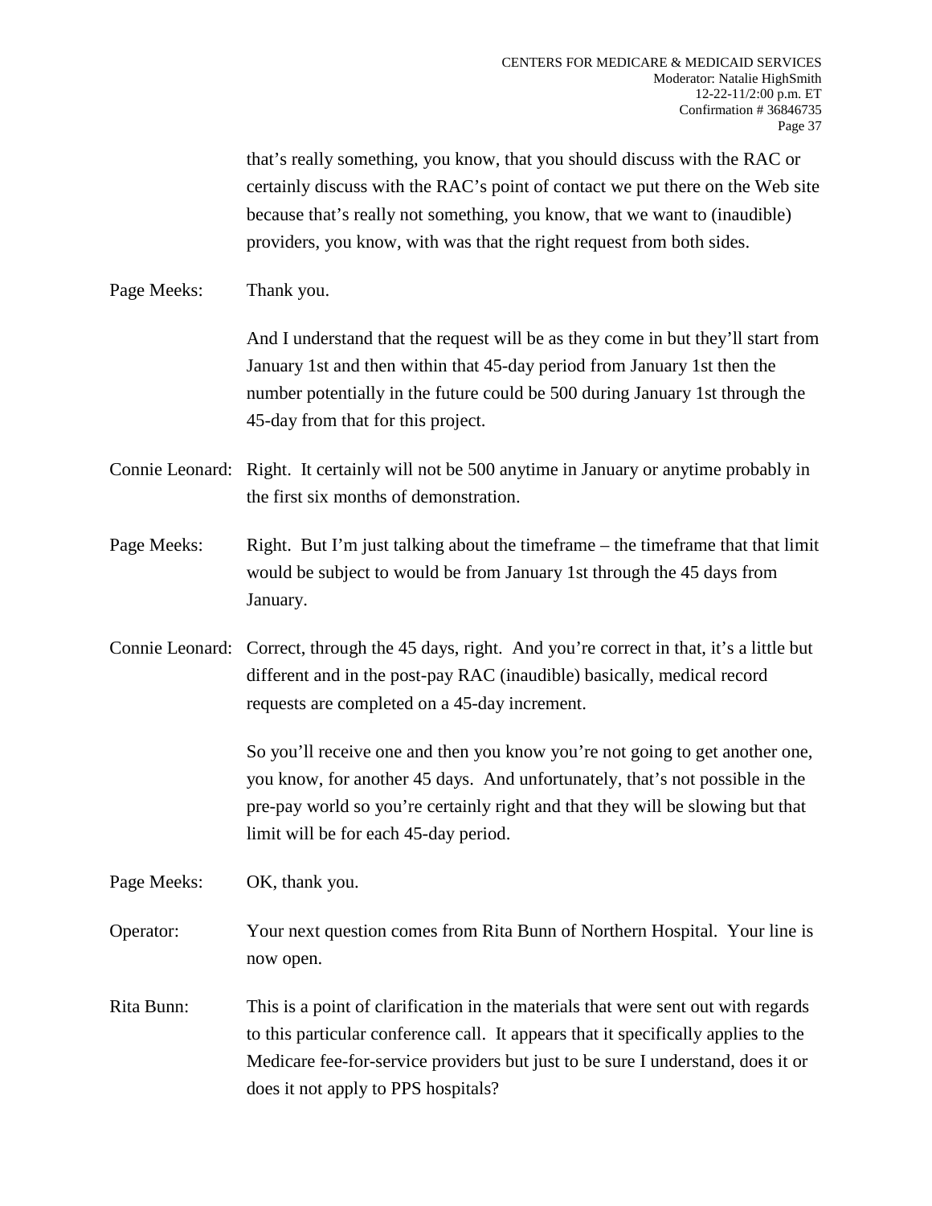that's really something, you know, that you should discuss with the RAC or certainly discuss with the RAC's point of contact we put there on the Web site because that's really not something, you know, that we want to (inaudible) providers, you know, with was that the right request from both sides.

Page Meeks: Thank you.

And I understand that the request will be as they come in but they'll start from January 1st and then within that 45-day period from January 1st then the number potentially in the future could be 500 during January 1st through the 45-day from that for this project.

Connie Leonard: Right. It certainly will not be 500 anytime in January or anytime probably in the first six months of demonstration.

Page Meeks: Right. But I'm just talking about the timeframe – the timeframe that that limit would be subject to would be from January 1st through the 45 days from January.

Connie Leonard: Correct, through the 45 days, right. And you're correct in that, it's a little but different and in the post-pay RAC (inaudible) basically, medical record requests are completed on a 45-day increment.

So you'll receive one and then you know you're not going to get another one, you know, for another 45 days. And unfortunately, that's not possible in the pre-pay world so you're certainly right and that they will be slowing but that limit will be for each 45-day period.

Page Meeks: OK, thank you.

Operator: Your next question comes from Rita Bunn of Northern Hospital. Your line is now open.

Rita Bunn: This is a point of clarification in the materials that were sent out with regards to this particular conference call. It appears that it specifically applies to the Medicare fee-for-service providers but just to be sure I understand, does it or does it not apply to PPS hospitals?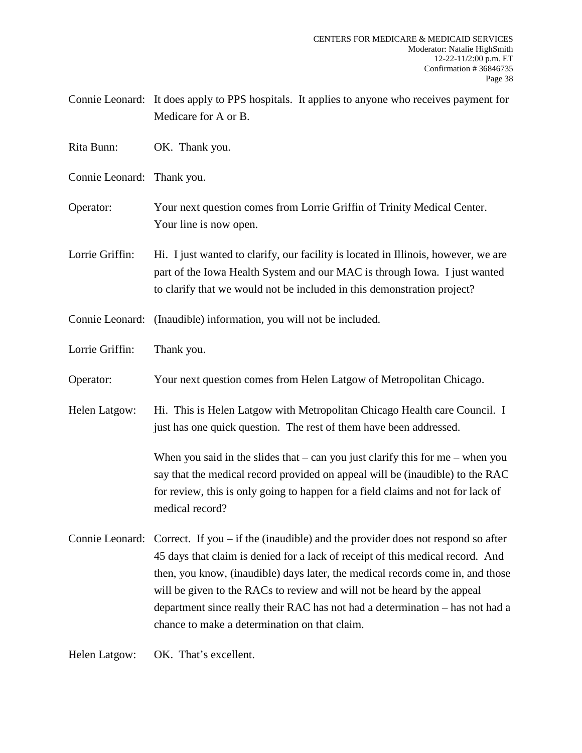Connie Leonard: It does apply to PPS hospitals. It applies to anyone who receives payment for Medicare for A or B.

Rita Bunn: OK. Thank you.

Connie Leonard: Thank you.

Operator: Your next question comes from Lorrie Griffin of Trinity Medical Center. Your line is now open.

Lorrie Griffin: Hi. I just wanted to clarify, our facility is located in Illinois, however, we are part of the Iowa Health System and our MAC is through Iowa. I just wanted to clarify that we would not be included in this demonstration project?

Connie Leonard: (Inaudible) information, you will not be included.

Lorrie Griffin: Thank you.

Operator: Your next question comes from Helen Latgow of Metropolitan Chicago.

Helen Latgow: Hi. This is Helen Latgow with Metropolitan Chicago Health care Council. I just has one quick question. The rest of them have been addressed.

When you said in the slides that – can you just clarify this for me – when you say that the medical record provided on appeal will be (inaudible) to the RAC for review, this is only going to happen for a field claims and not for lack of medical record?

Connie Leonard: Correct. If you – if the (inaudible) and the provider does not respond so after 45 days that claim is denied for a lack of receipt of this medical record. And then, you know, (inaudible) days later, the medical records come in, and those will be given to the RACs to review and will not be heard by the appeal department since really their RAC has not had a determination – has not had a chance to make a determination on that claim.

Helen Latgow: OK. That's excellent.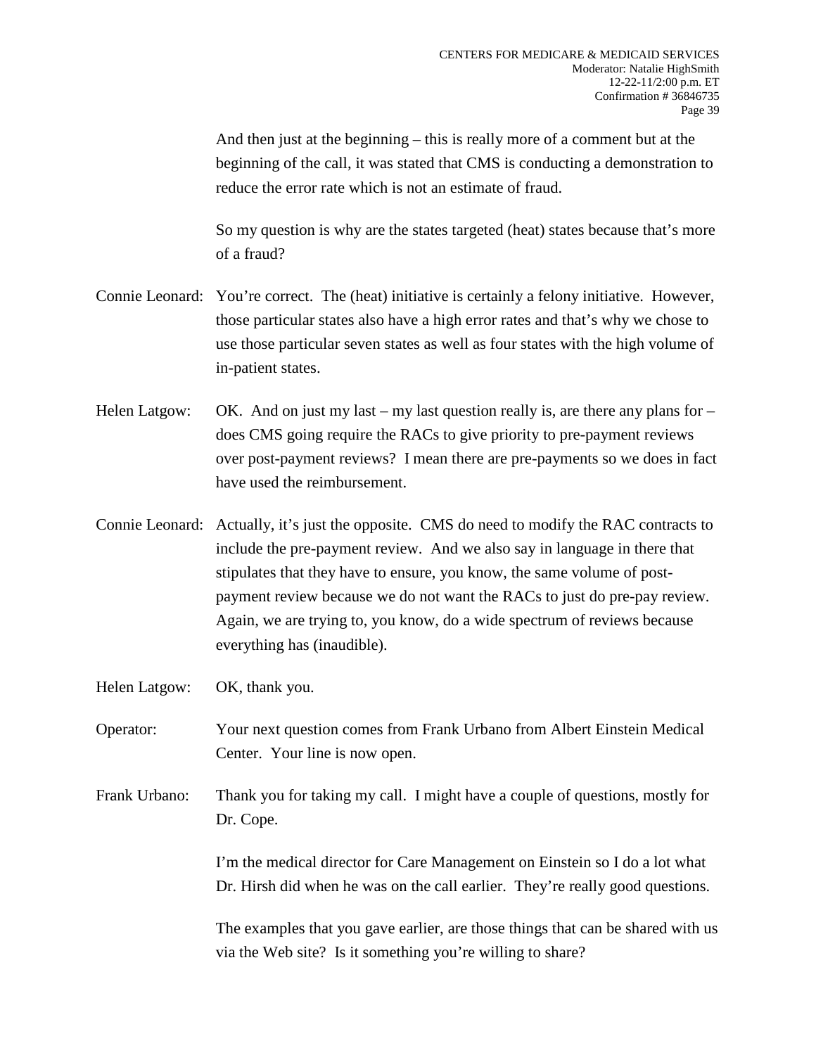And then just at the beginning – this is really more of a comment but at the beginning of the call, it was stated that CMS is conducting a demonstration to reduce the error rate which is not an estimate of fraud.

So my question is why are the states targeted (heat) states because that's more of a fraud?

Connie Leonard: You're correct. The (heat) initiative is certainly a felony initiative. However, those particular states also have a high error rates and that's why we chose to use those particular seven states as well as four states with the high volume of in-patient states.

Helen Latgow: OK. And on just my last – my last question really is, are there any plans for – does CMS going require the RACs to give priority to pre-payment reviews over post-payment reviews? I mean there are pre-payments so we does in fact have used the reimbursement.

Connie Leonard: Actually, it's just the opposite. CMS do need to modify the RAC contracts to include the pre-payment review. And we also say in language in there that stipulates that they have to ensure, you know, the same volume of post-payment review because we do not want the RACs to just do pre-pay review. Again, we are trying to, you know, do a wide spectrum of reviews because everything has (inaudible).

Helen Latgow: OK, thank you.

Operator: Your next question comes from Frank Urbano from Albert Einstein Medical Center. Your line is now open.

Frank Urbano: Thank you for taking my call. I might have a couple of questions, mostly for Dr. Cope.

I'm the medical director for Care Management on Einstein so I do a lot what Dr. Hirsh did when he was on the call earlier. They're really good questions.

The examples that you gave earlier, are those things that can be shared with us via the Web site? Is it something you're willing to share?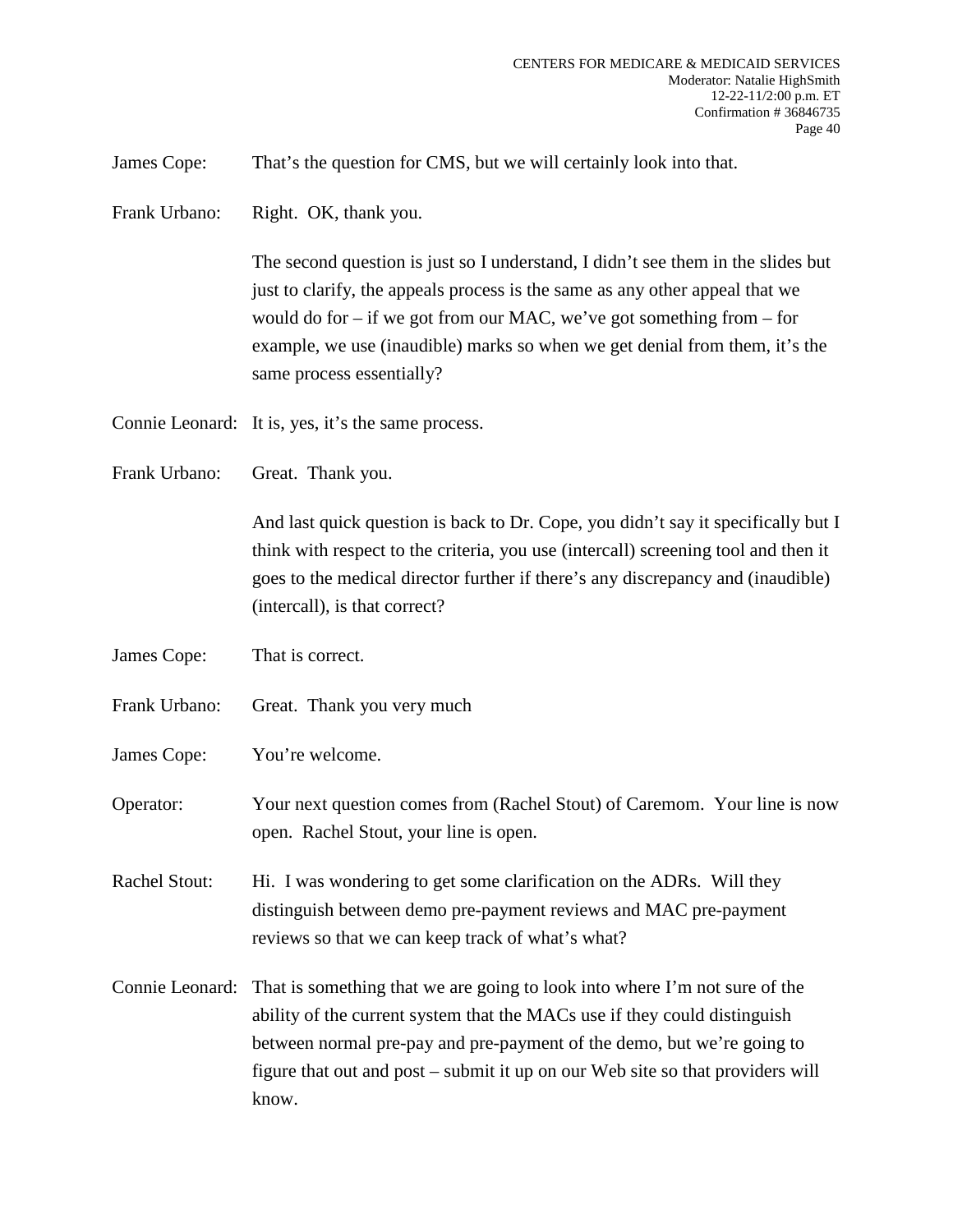James Cope: That's the question for CMS, but we will certainly look into that.

Frank Urbano: Right. OK, thank you.

The second question is just so I understand, I didn't see them in the slides but just to clarify, the appeals process is the same as any other appeal that we would do for – if we got from our MAC, we've got something from – for example, we use (inaudible) marks so when we get denial from them, it's the same process essentially?

Connie Leonard: It is, yes, it's the same process.

Frank Urbano: Great. Thank you.

And last quick question is back to Dr. Cope, you didn't say it specifically but I think with respect to the criteria, you use (intercall) screening tool and then it goes to the medical director further if there's any discrepancy and (inaudible) (intercall), is that correct?

James Cope: That is correct.

Frank Urbano: Great. Thank you very much

James Cope: You're welcome.

Operator: Your next question comes from (Rachel Stout) of Caremom. Your line is now open. Rachel Stout, your line is open.

Rachel Stout: Hi. I was wondering to get some clarification on the ADRs. Will they distinguish between demo pre-payment reviews and MAC pre-payment reviews so that we can keep track of what's what?

Connie Leonard: That is something that we are going to look into where I'm not sure of the ability of the current system that the MACs use if they could distinguish between normal pre-pay and pre-payment of the demo, but we're going to figure that out and post – submit it up on our Web site so that providers will know.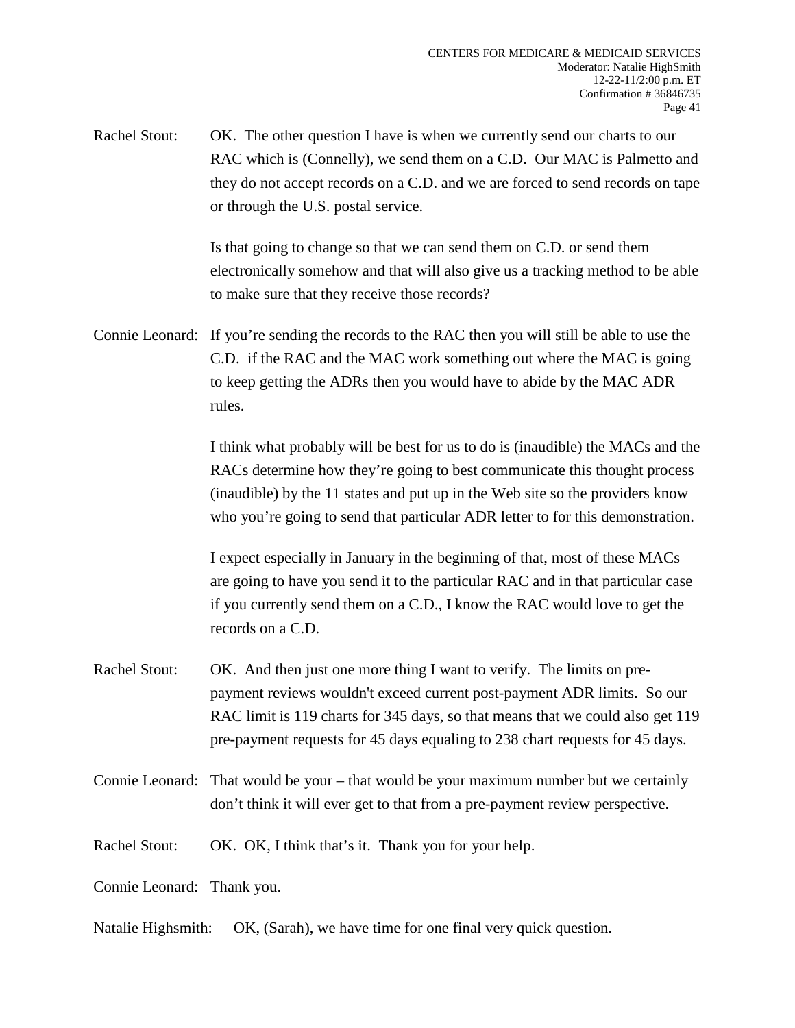Rachel Stout: OK. The other question I have is when we currently send our charts to our RAC which is (Connelly), we send them on a C.D. Our MAC is Palmetto and they do not accept records on a C.D. and we are forced to send records on tape or through the U.S. postal service.

Is that going to change so that we can send them on C.D. or send them electronically somehow and that will also give us a tracking method to be able to make sure that they receive those records?

Connie Leonard: If you're sending the records to the RAC then you will still be able to use the C.D. if the RAC and the MAC work something out where the MAC is going to keep getting the ADRs then you would have to abide by the MAC ADR rules.

I think what probably will be best for us to do is (inaudible) the MACs and the RACs determine how they're going to best communicate this thought process (inaudible) by the 11 states and put up in the Web site so the providers know who you're going to send that particular ADR letter to for this demonstration.

I expect especially in January in the beginning of that, most of these MACs are going to have you send it to the particular RAC and in that particular case if you currently send them on a C.D., I know the RAC would love to get the records on a C.D.

Rachel Stout: OK. And then just one more thing I want to verify. The limits on pre-payment reviews wouldn't exceed current post-payment ADR limits. So our RAC limit is 119 charts for 345 days, so that means that we could also get 119 pre-payment requests for 45 days equaling to 238 chart requests for 45 days.

Connie Leonard: That would be your – that would be your maximum number but we certainly don't think it will ever get to that from a pre-payment review perspective.

Rachel Stout: OK. OK, I think that's it. Thank you for your help.

Connie Leonard: Thank you.

Natalie Highsmith: OK, (Sarah), we have time for one final very quick question.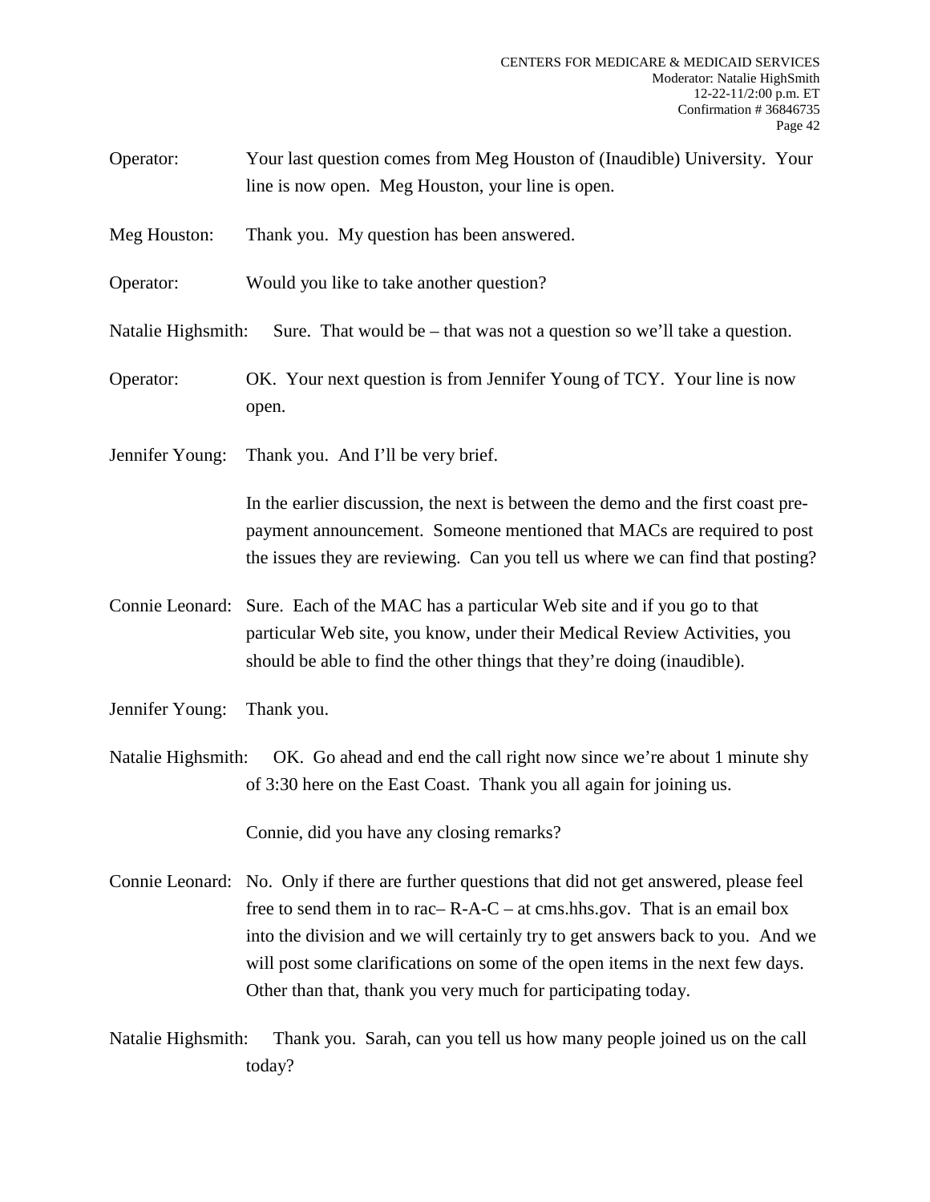Operator: Your last question comes from Meg Houston of (Inaudible) University. Your line is now open. Meg Houston, your line is open.

Meg Houston: Thank you. My question has been answered.

Operator: Would you like to take another question?

Natalie Highsmith: Sure. That would be – that was not a question so we'll take a question.

Operator: OK. Your next question is from Jennifer Young of TCY. Your line is now open.

Jennifer Young: Thank you. And I'll be very brief.

In the earlier discussion, the next is between the demo and the first coast pre-payment announcement. Someone mentioned that MACs are required to post the issues they are reviewing. Can you tell us where we can find that posting?

Connie Leonard: Sure. Each of the MAC has a particular Web site and if you go to that particular Web site, you know, under their Medical Review Activities, you should be able to find the other things that they're doing (inaudible).

Jennifer Young: Thank you.

Natalie Highsmith: OK. Go ahead and end the call right now since we're about 1 minute shy of 3:30 here on the East Coast. Thank you all again for joining us.

Connie, did you have any closing remarks?

Connie Leonard: No. Only if there are further questions that did not get answered, please feel free to send them in to rac– R-A-C – at cms.hhs.gov. That is an email box into the division and we will certainly try to get answers back to you. And we will post some clarifications on some of the open items in the next few days. Other than that, thank you very much for participating today.

Natalie Highsmith: Thank you. Sarah, can you tell us how many people joined us on the call today?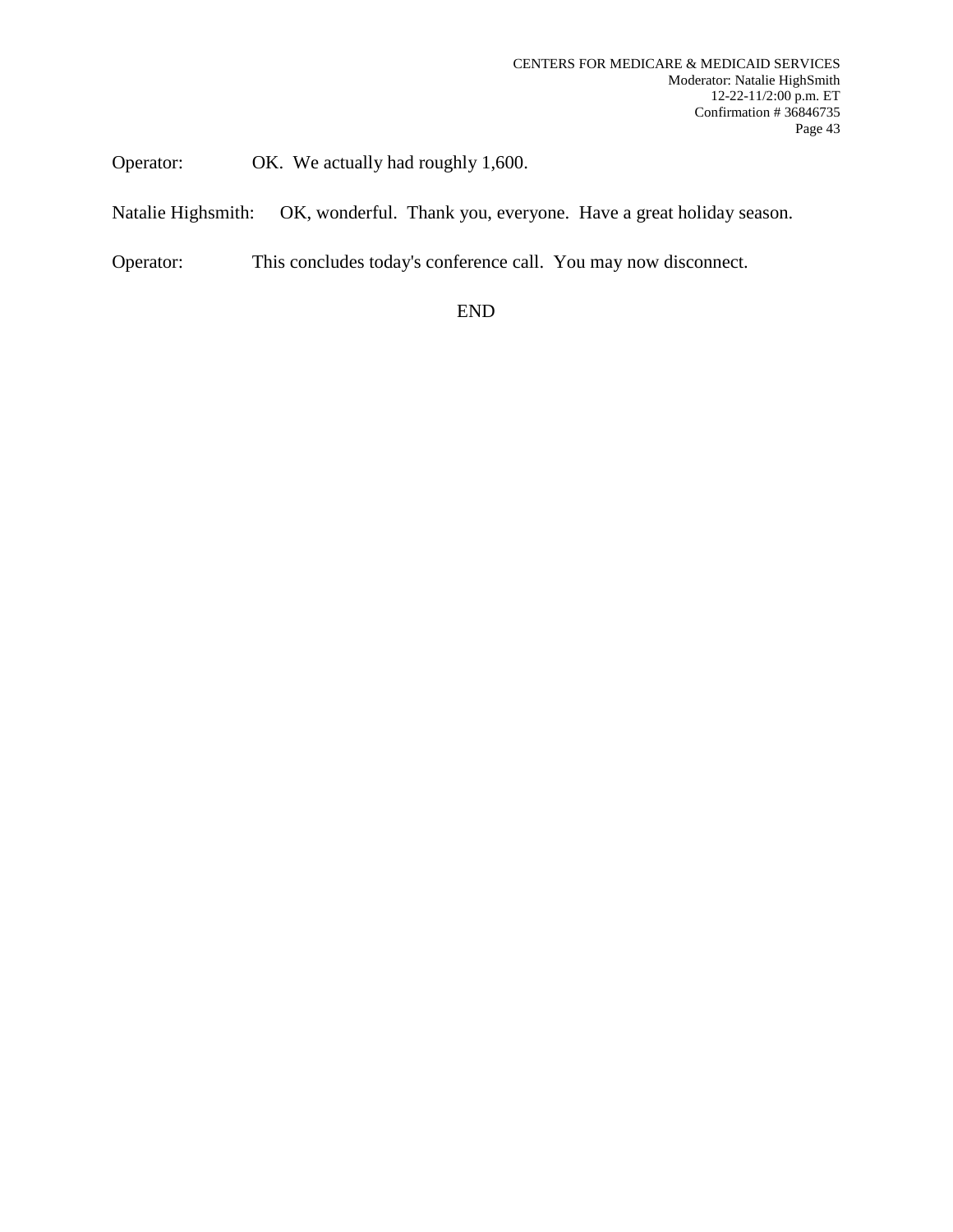Operator: OK. We actually had roughly 1,600.

Natalie Highsmith: OK, wonderful. Thank you, everyone. Have a great holiday season.

Operator: This concludes today's conference call. You may now disconnect.

END